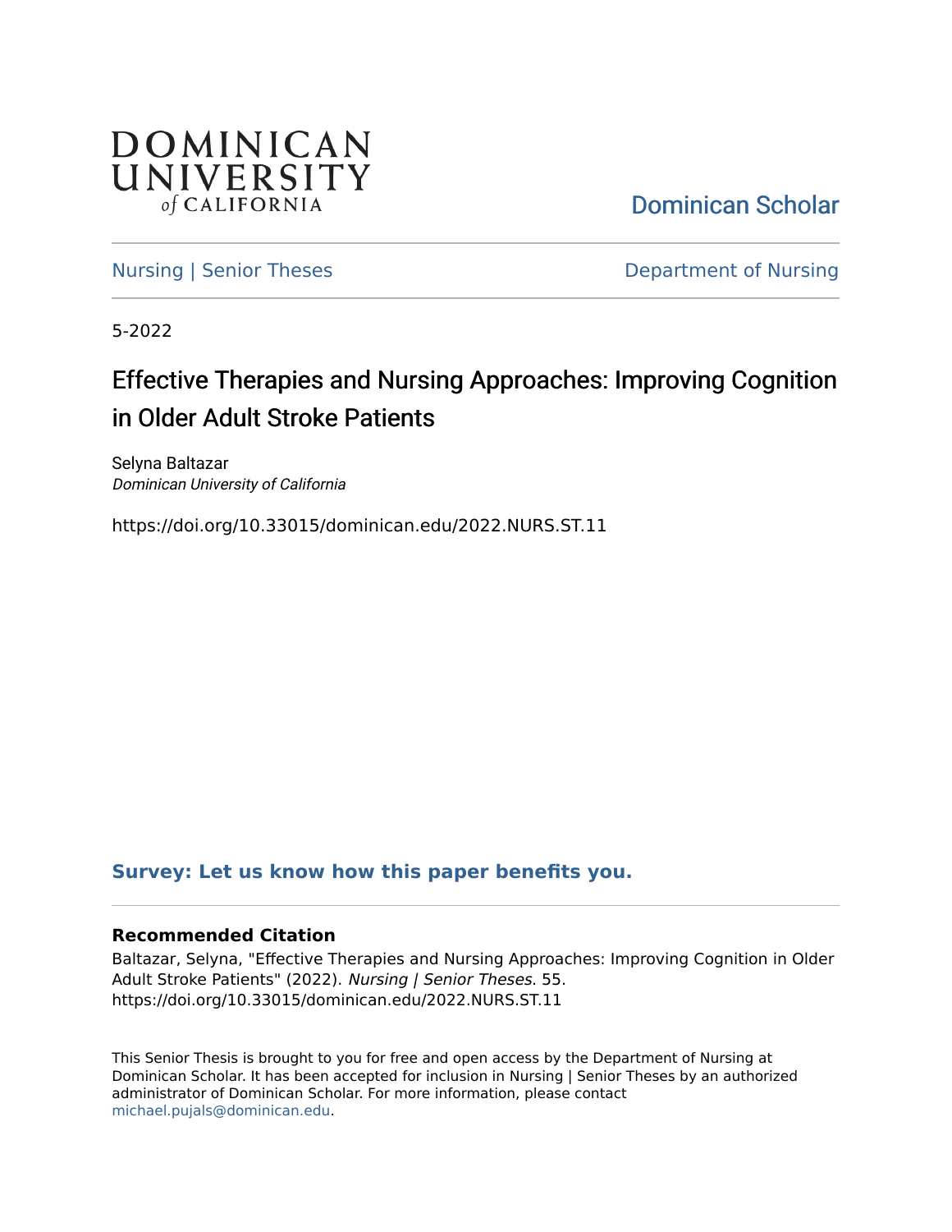DOMINICAN UNIVERSITY *of* CALIFORNIA

Dominican Scholar

Nursing | Senior Theses

Department of Nursing

5-2022

# Effective Therapies and Nursing Approaches: Improving Cognition in Older Adult Stroke Patients

Selyna Baltazar
*Dominican University of California*

https://doi.org/10.33015/dominican.edu/2022.NURS.ST.11

**Survey: Let us know how this paper benefits you.**

### Recommended Citation

Baltazar, Selyna, "Effective Therapies and Nursing Approaches: Improving Cognition in Older Adult Stroke Patients" (2022). *Nursing | Senior Theses*. 55.
https://doi.org/10.33015/dominican.edu/2022.NURS.ST.11

This Senior Thesis is brought to you for free and open access by the Department of Nursing at Dominican Scholar. It has been accepted for inclusion in Nursing | Senior Theses by an authorized administrator of Dominican Scholar. For more information, please contact michael.pujals@dominican.edu.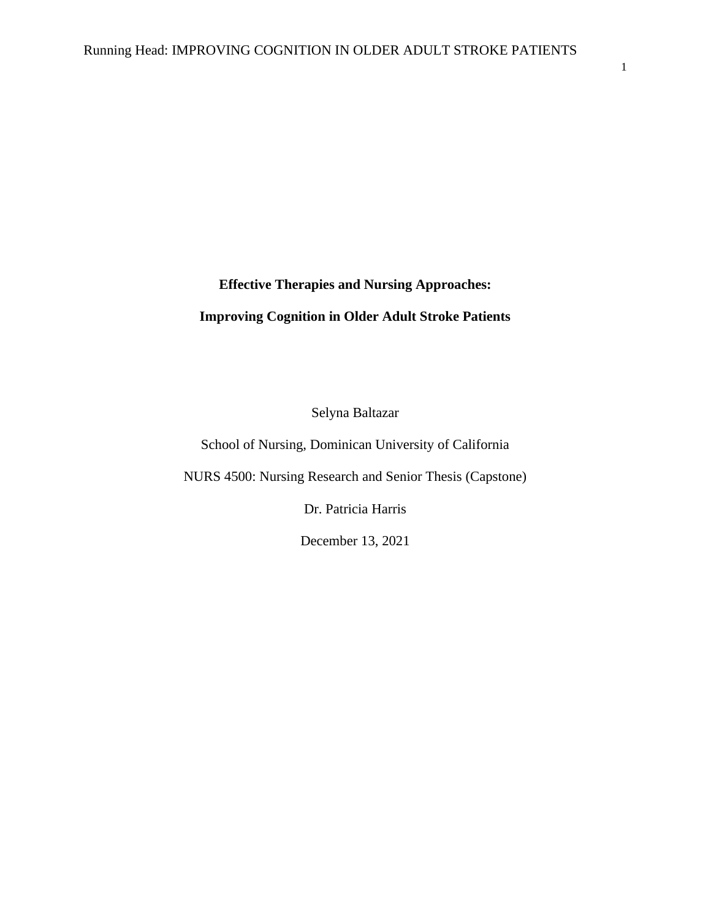**Effective Therapies and Nursing Approaches:**

**Improving Cognition in Older Adult Stroke Patients**

Selyna Baltazar

School of Nursing, Dominican University of California

NURS 4500: Nursing Research and Senior Thesis (Capstone)

Dr. Patricia Harris

December 13, 2021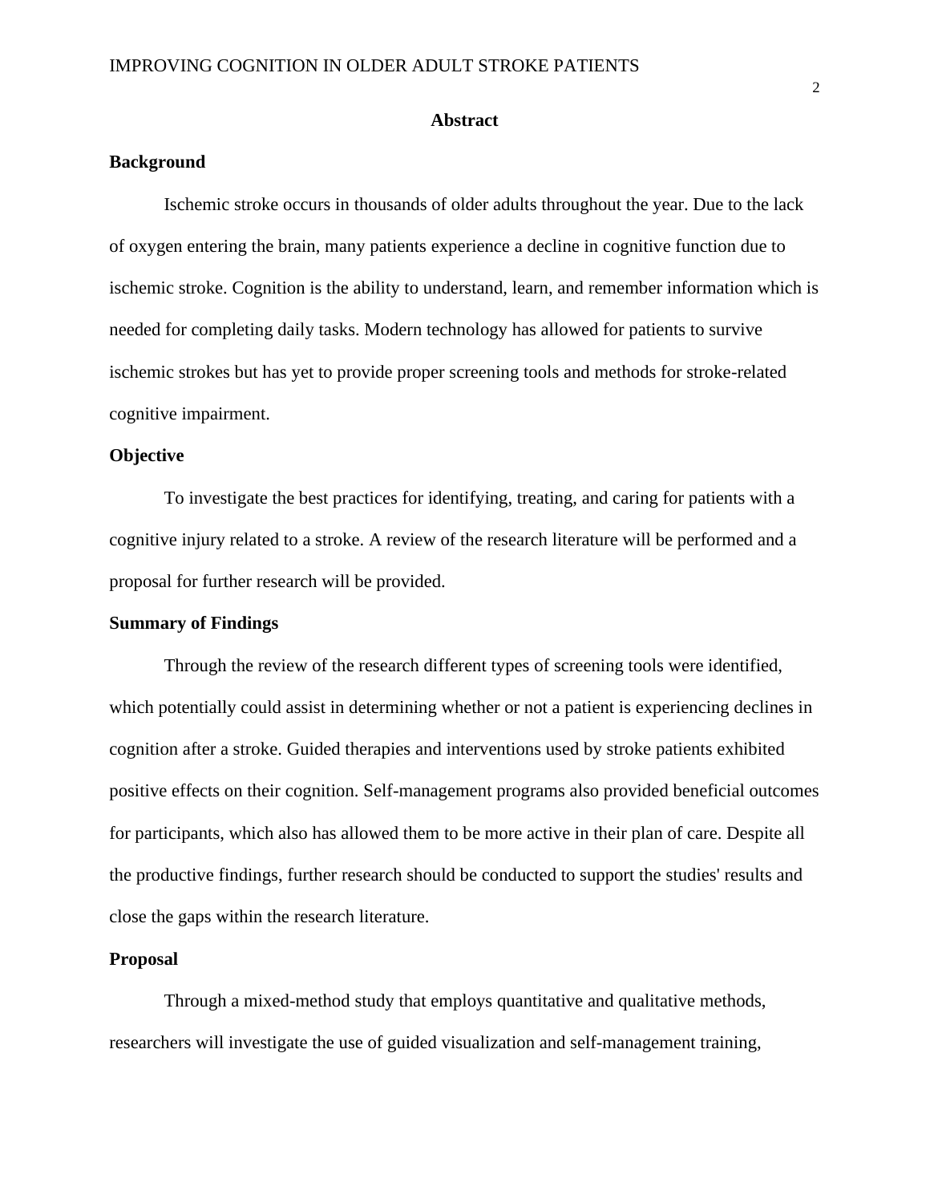## Abstract

### Background

Ischemic stroke occurs in thousands of older adults throughout the year. Due to the lack of oxygen entering the brain, many patients experience a decline in cognitive function due to ischemic stroke. Cognition is the ability to understand, learn, and remember information which is needed for completing daily tasks. Modern technology has allowed for patients to survive ischemic strokes but has yet to provide proper screening tools and methods for stroke-related cognitive impairment.

### Objective

To investigate the best practices for identifying, treating, and caring for patients with a cognitive injury related to a stroke. A review of the research literature will be performed and a proposal for further research will be provided.

### Summary of Findings

Through the review of the research different types of screening tools were identified, which potentially could assist in determining whether or not a patient is experiencing declines in cognition after a stroke. Guided therapies and interventions used by stroke patients exhibited positive effects on their cognition. Self-management programs also provided beneficial outcomes for participants, which also has allowed them to be more active in their plan of care. Despite all the productive findings, further research should be conducted to support the studies' results and close the gaps within the research literature.

### Proposal

Through a mixed-method study that employs quantitative and qualitative methods, researchers will investigate the use of guided visualization and self-management training,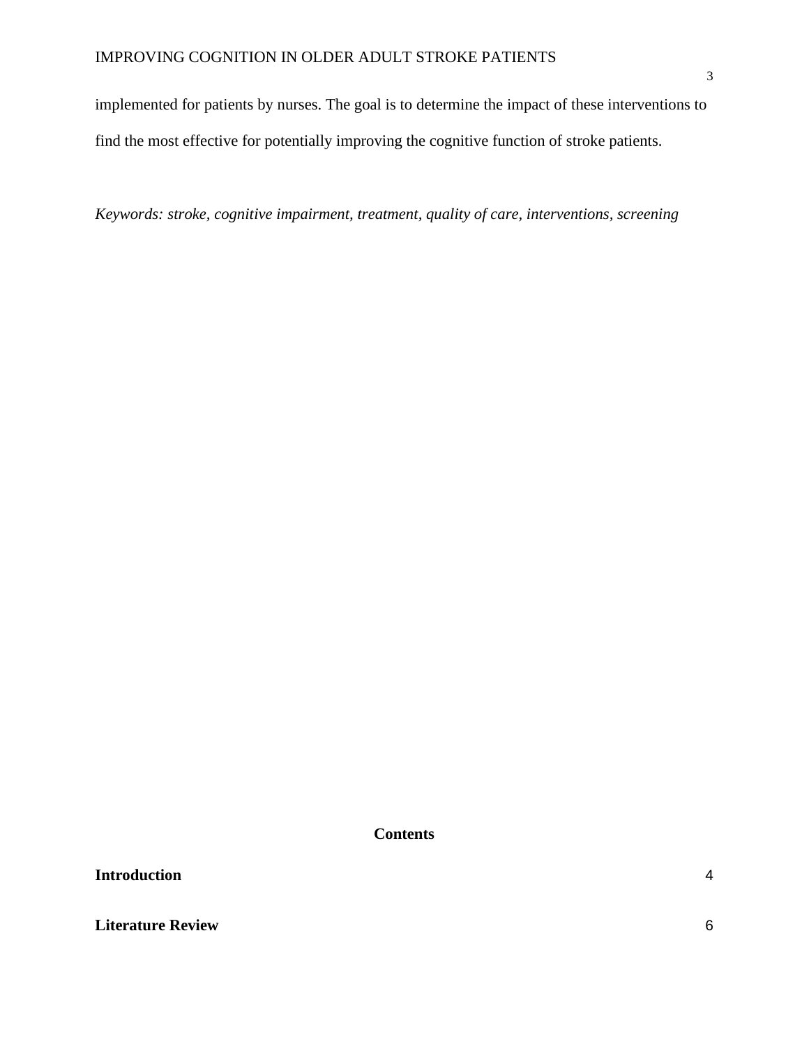implemented for patients by nurses. The goal is to determine the impact of these interventions to find the most effective for potentially improving the cognitive function of stroke patients.

*Keywords: stroke, cognitive impairment, treatment, quality of care, interventions, screening*

**Contents**

**Introduction** 4

**Literature Review** 6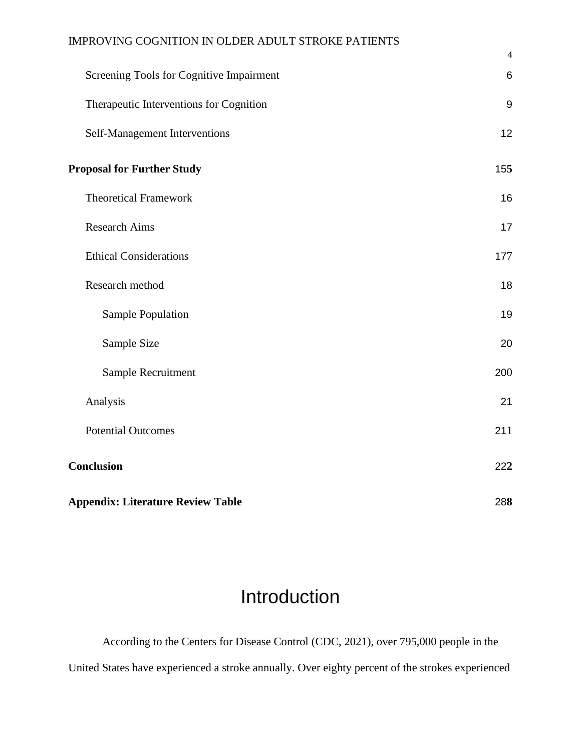| | |
|---|---|
| Screening Tools for Cognitive Impairment | 6 |
| Therapeutic Interventions for Cognition | 9 |
| Self-Management Interventions | 12 |
| **Proposal for Further Study** | 155 |
| Theoretical Framework | 16 |
| Research Aims | 17 |
| Ethical Considerations | 177 |
| Research method | 18 |
| Sample Population | 19 |
| Sample Size | 20 |
| Sample Recruitment | 200 |
| Analysis | 21 |
| Potential Outcomes | 211 |
| **Conclusion** | 222 |
| **Appendix: Literature Review Table** | 288 |

# Introduction

According to the Centers for Disease Control (CDC, 2021), over 795,000 people in the United States have experienced a stroke annually. Over eighty percent of the strokes experienced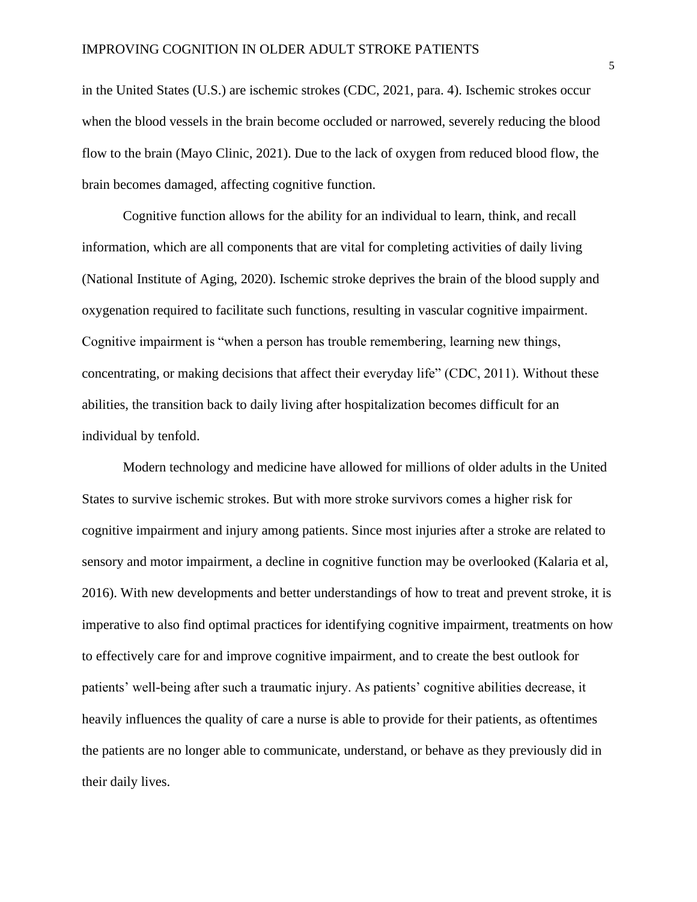in the United States (U.S.) are ischemic strokes (CDC, 2021, para. 4). Ischemic strokes occur when the blood vessels in the brain become occluded or narrowed, severely reducing the blood flow to the brain (Mayo Clinic, 2021). Due to the lack of oxygen from reduced blood flow, the brain becomes damaged, affecting cognitive function.

Cognitive function allows for the ability for an individual to learn, think, and recall information, which are all components that are vital for completing activities of daily living (National Institute of Aging, 2020). Ischemic stroke deprives the brain of the blood supply and oxygenation required to facilitate such functions, resulting in vascular cognitive impairment. Cognitive impairment is "when a person has trouble remembering, learning new things, concentrating, or making decisions that affect their everyday life" (CDC, 2011). Without these abilities, the transition back to daily living after hospitalization becomes difficult for an individual by tenfold.

Modern technology and medicine have allowed for millions of older adults in the United States to survive ischemic strokes. But with more stroke survivors comes a higher risk for cognitive impairment and injury among patients. Since most injuries after a stroke are related to sensory and motor impairment, a decline in cognitive function may be overlooked (Kalaria et al, 2016). With new developments and better understandings of how to treat and prevent stroke, it is imperative to also find optimal practices for identifying cognitive impairment, treatments on how to effectively care for and improve cognitive impairment, and to create the best outlook for patients' well-being after such a traumatic injury. As patients' cognitive abilities decrease, it heavily influences the quality of care a nurse is able to provide for their patients, as oftentimes the patients are no longer able to communicate, understand, or behave as they previously did in their daily lives.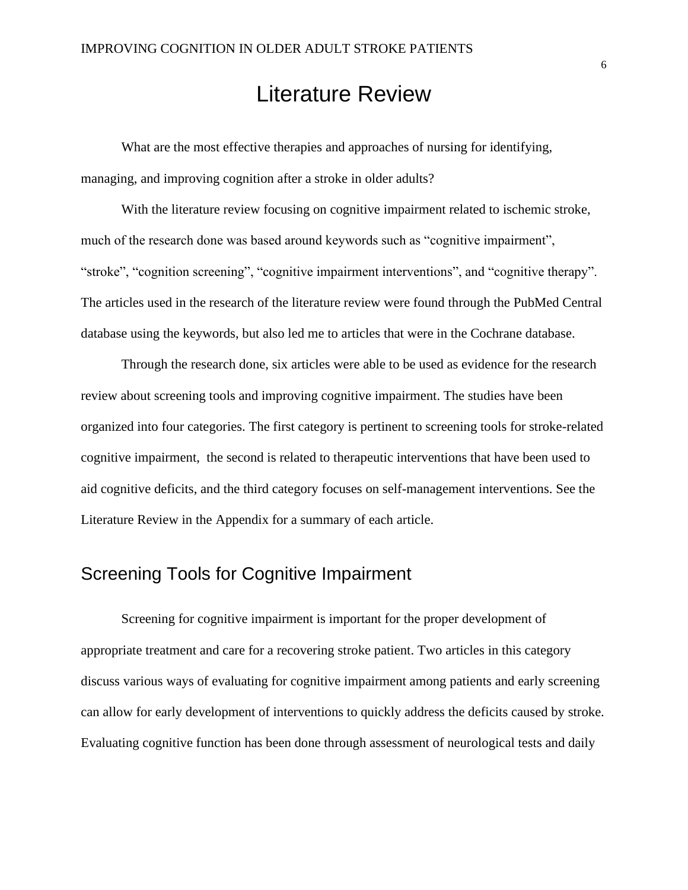# Literature Review

What are the most effective therapies and approaches of nursing for identifying, managing, and improving cognition after a stroke in older adults?

With the literature review focusing on cognitive impairment related to ischemic stroke, much of the research done was based around keywords such as "cognitive impairment", "stroke", "cognition screening", "cognitive impairment interventions", and "cognitive therapy". The articles used in the research of the literature review were found through the PubMed Central database using the keywords, but also led me to articles that were in the Cochrane database.

Through the research done, six articles were able to be used as evidence for the research review about screening tools and improving cognitive impairment. The studies have been organized into four categories. The first category is pertinent to screening tools for stroke-related cognitive impairment, the second is related to therapeutic interventions that have been used to aid cognitive deficits, and the third category focuses on self-management interventions. See the Literature Review in the Appendix for a summary of each article.

## Screening Tools for Cognitive Impairment

Screening for cognitive impairment is important for the proper development of appropriate treatment and care for a recovering stroke patient. Two articles in this category discuss various ways of evaluating for cognitive impairment among patients and early screening can allow for early development of interventions to quickly address the deficits caused by stroke. Evaluating cognitive function has been done through assessment of neurological tests and daily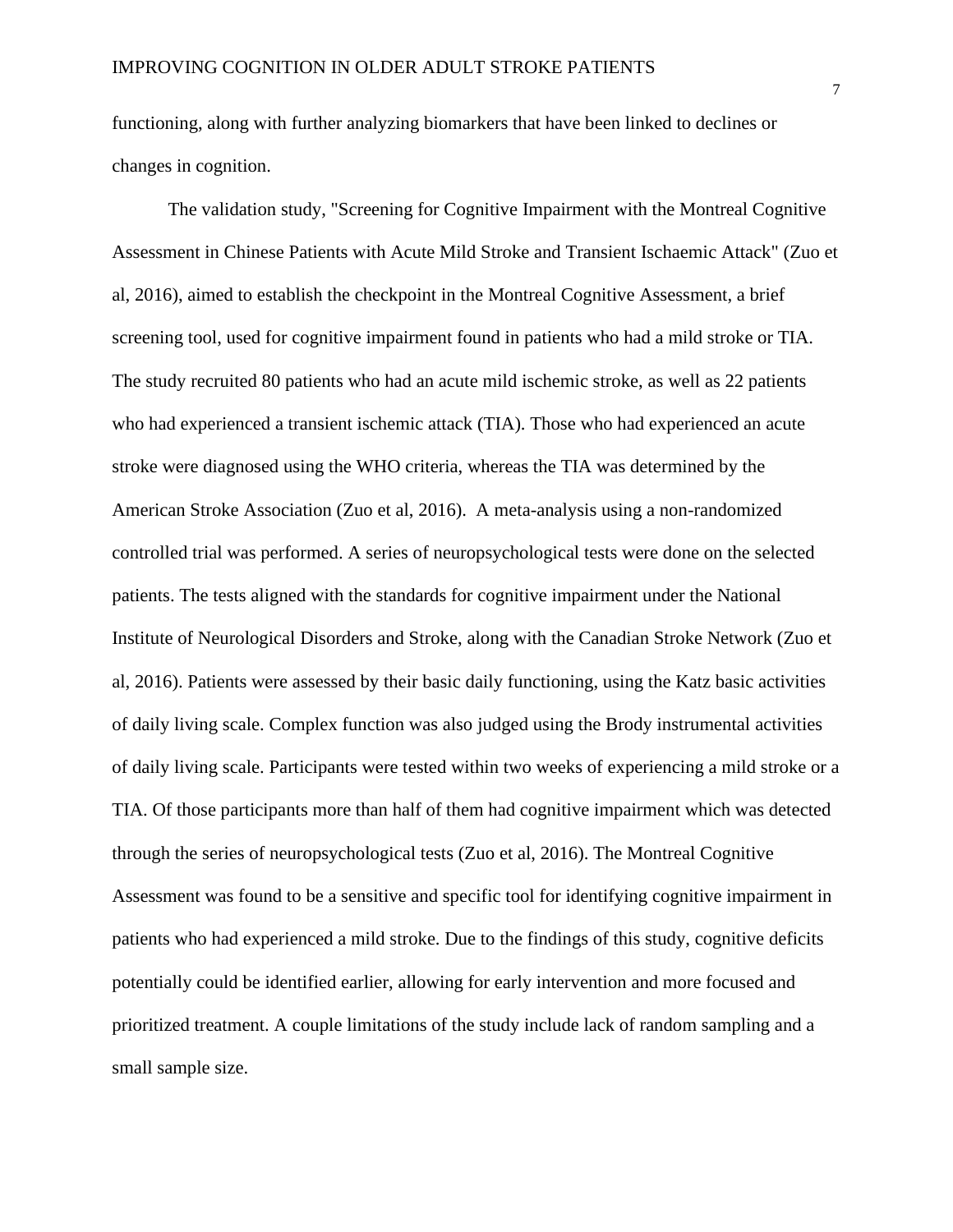functioning, along with further analyzing biomarkers that have been linked to declines or changes in cognition.

The validation study, "Screening for Cognitive Impairment with the Montreal Cognitive Assessment in Chinese Patients with Acute Mild Stroke and Transient Ischaemic Attack" (Zuo et al, 2016), aimed to establish the checkpoint in the Montreal Cognitive Assessment, a brief screening tool, used for cognitive impairment found in patients who had a mild stroke or TIA. The study recruited 80 patients who had an acute mild ischemic stroke, as well as 22 patients who had experienced a transient ischemic attack (TIA). Those who had experienced an acute stroke were diagnosed using the WHO criteria, whereas the TIA was determined by the American Stroke Association (Zuo et al, 2016). A meta-analysis using a non-randomized controlled trial was performed. A series of neuropsychological tests were done on the selected patients. The tests aligned with the standards for cognitive impairment under the National Institute of Neurological Disorders and Stroke, along with the Canadian Stroke Network (Zuo et al, 2016). Patients were assessed by their basic daily functioning, using the Katz basic activities of daily living scale. Complex function was also judged using the Brody instrumental activities of daily living scale. Participants were tested within two weeks of experiencing a mild stroke or a TIA. Of those participants more than half of them had cognitive impairment which was detected through the series of neuropsychological tests (Zuo et al, 2016). The Montreal Cognitive Assessment was found to be a sensitive and specific tool for identifying cognitive impairment in patients who had experienced a mild stroke. Due to the findings of this study, cognitive deficits potentially could be identified earlier, allowing for early intervention and more focused and prioritized treatment. A couple limitations of the study include lack of random sampling and a small sample size.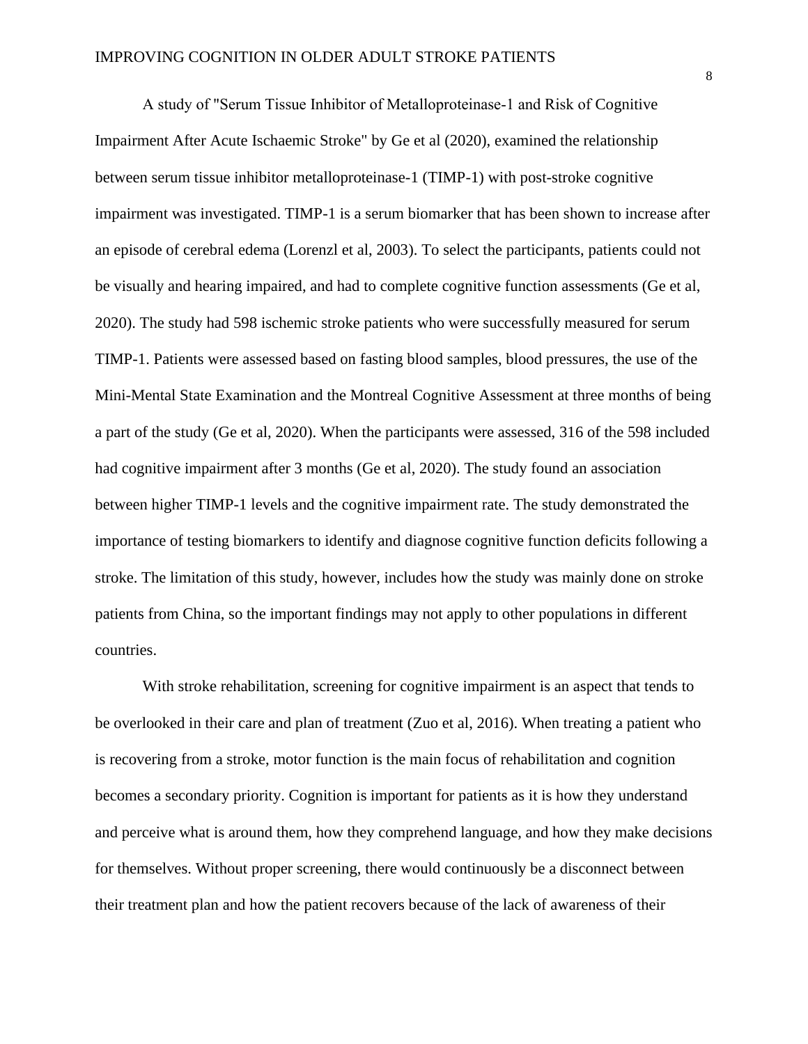A study of "Serum Tissue Inhibitor of Metalloproteinase-1 and Risk of Cognitive Impairment After Acute Ischaemic Stroke" by Ge et al (2020), examined the relationship between serum tissue inhibitor metalloproteinase-1 (TIMP-1) with post-stroke cognitive impairment was investigated. TIMP-1 is a serum biomarker that has been shown to increase after an episode of cerebral edema (Lorenzl et al, 2003). To select the participants, patients could not be visually and hearing impaired, and had to complete cognitive function assessments (Ge et al, 2020). The study had 598 ischemic stroke patients who were successfully measured for serum TIMP-1. Patients were assessed based on fasting blood samples, blood pressures, the use of the Mini-Mental State Examination and the Montreal Cognitive Assessment at three months of being a part of the study (Ge et al, 2020). When the participants were assessed, 316 of the 598 included had cognitive impairment after 3 months (Ge et al, 2020). The study found an association between higher TIMP-1 levels and the cognitive impairment rate. The study demonstrated the importance of testing biomarkers to identify and diagnose cognitive function deficits following a stroke. The limitation of this study, however, includes how the study was mainly done on stroke patients from China, so the important findings may not apply to other populations in different countries.

With stroke rehabilitation, screening for cognitive impairment is an aspect that tends to be overlooked in their care and plan of treatment (Zuo et al, 2016). When treating a patient who is recovering from a stroke, motor function is the main focus of rehabilitation and cognition becomes a secondary priority. Cognition is important for patients as it is how they understand and perceive what is around them, how they comprehend language, and how they make decisions for themselves. Without proper screening, there would continuously be a disconnect between their treatment plan and how the patient recovers because of the lack of awareness of their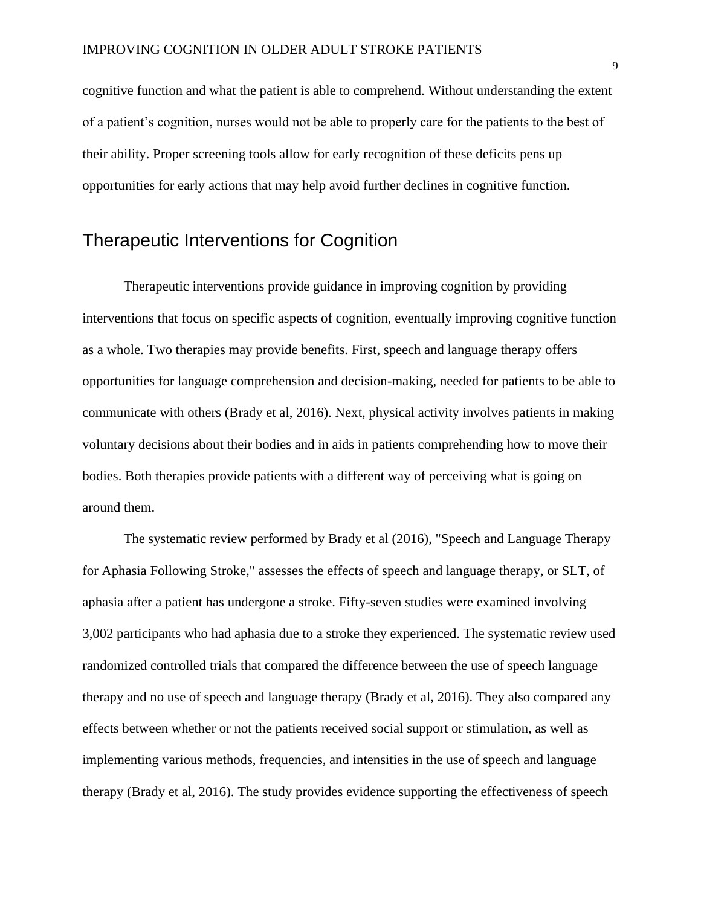cognitive function and what the patient is able to comprehend. Without understanding the extent of a patient's cognition, nurses would not be able to properly care for the patients to the best of their ability. Proper screening tools allow for early recognition of these deficits pens up opportunities for early actions that may help avoid further declines in cognitive function.

## Therapeutic Interventions for Cognition

Therapeutic interventions provide guidance in improving cognition by providing interventions that focus on specific aspects of cognition, eventually improving cognitive function as a whole. Two therapies may provide benefits. First, speech and language therapy offers opportunities for language comprehension and decision-making, needed for patients to be able to communicate with others (Brady et al, 2016). Next, physical activity involves patients in making voluntary decisions about their bodies and in aids in patients comprehending how to move their bodies. Both therapies provide patients with a different way of perceiving what is going on around them.

The systematic review performed by Brady et al (2016), "Speech and Language Therapy for Aphasia Following Stroke," assesses the effects of speech and language therapy, or SLT, of aphasia after a patient has undergone a stroke. Fifty-seven studies were examined involving 3,002 participants who had aphasia due to a stroke they experienced. The systematic review used randomized controlled trials that compared the difference between the use of speech language therapy and no use of speech and language therapy (Brady et al, 2016). They also compared any effects between whether or not the patients received social support or stimulation, as well as implementing various methods, frequencies, and intensities in the use of speech and language therapy (Brady et al, 2016). The study provides evidence supporting the effectiveness of speech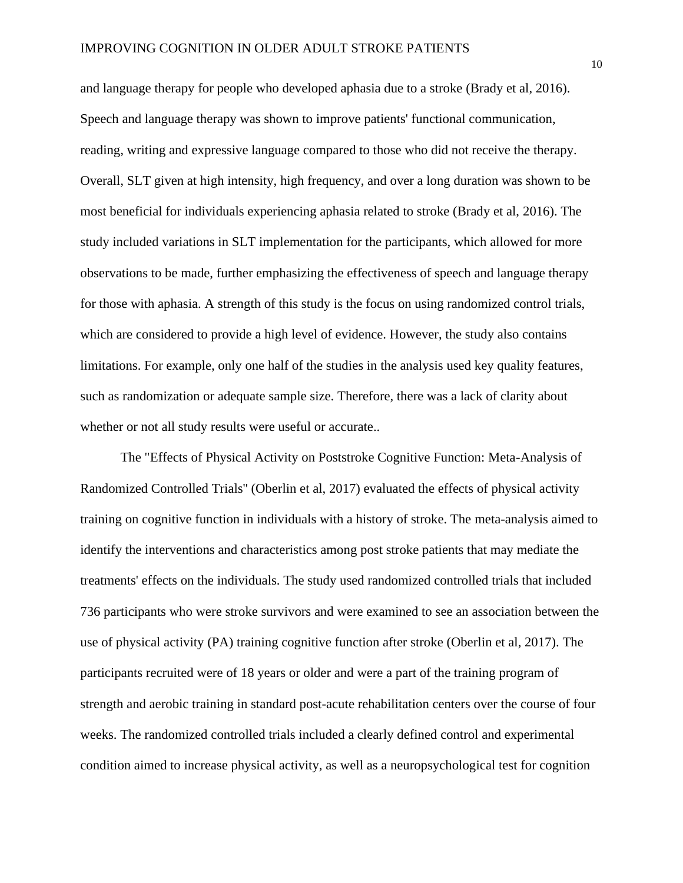and language therapy for people who developed aphasia due to a stroke (Brady et al, 2016). Speech and language therapy was shown to improve patients' functional communication, reading, writing and expressive language compared to those who did not receive the therapy. Overall, SLT given at high intensity, high frequency, and over a long duration was shown to be most beneficial for individuals experiencing aphasia related to stroke (Brady et al, 2016). The study included variations in SLT implementation for the participants, which allowed for more observations to be made, further emphasizing the effectiveness of speech and language therapy for those with aphasia. A strength of this study is the focus on using randomized control trials, which are considered to provide a high level of evidence. However, the study also contains limitations. For example, only one half of the studies in the analysis used key quality features, such as randomization or adequate sample size. Therefore, there was a lack of clarity about whether or not all study results were useful or accurate..

The "Effects of Physical Activity on Poststroke Cognitive Function: Meta-Analysis of Randomized Controlled Trials" (Oberlin et al, 2017) evaluated the effects of physical activity training on cognitive function in individuals with a history of stroke. The meta-analysis aimed to identify the interventions and characteristics among post stroke patients that may mediate the treatments' effects on the individuals. The study used randomized controlled trials that included 736 participants who were stroke survivors and were examined to see an association between the use of physical activity (PA) training cognitive function after stroke (Oberlin et al, 2017). The participants recruited were of 18 years or older and were a part of the training program of strength and aerobic training in standard post-acute rehabilitation centers over the course of four weeks. The randomized controlled trials included a clearly defined control and experimental condition aimed to increase physical activity, as well as a neuropsychological test for cognition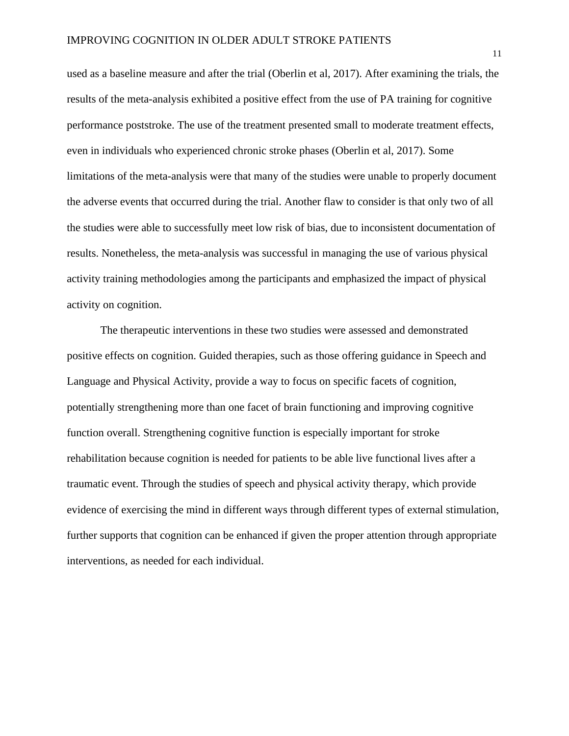used as a baseline measure and after the trial (Oberlin et al, 2017). After examining the trials, the results of the meta-analysis exhibited a positive effect from the use of PA training for cognitive performance poststroke. The use of the treatment presented small to moderate treatment effects, even in individuals who experienced chronic stroke phases (Oberlin et al, 2017). Some limitations of the meta-analysis were that many of the studies were unable to properly document the adverse events that occurred during the trial. Another flaw to consider is that only two of all the studies were able to successfully meet low risk of bias, due to inconsistent documentation of results. Nonetheless, the meta-analysis was successful in managing the use of various physical activity training methodologies among the participants and emphasized the impact of physical activity on cognition.

The therapeutic interventions in these two studies were assessed and demonstrated positive effects on cognition. Guided therapies, such as those offering guidance in Speech and Language and Physical Activity, provide a way to focus on specific facets of cognition, potentially strengthening more than one facet of brain functioning and improving cognitive function overall. Strengthening cognitive function is especially important for stroke rehabilitation because cognition is needed for patients to be able live functional lives after a traumatic event. Through the studies of speech and physical activity therapy, which provide evidence of exercising the mind in different ways through different types of external stimulation, further supports that cognition can be enhanced if given the proper attention through appropriate interventions, as needed for each individual.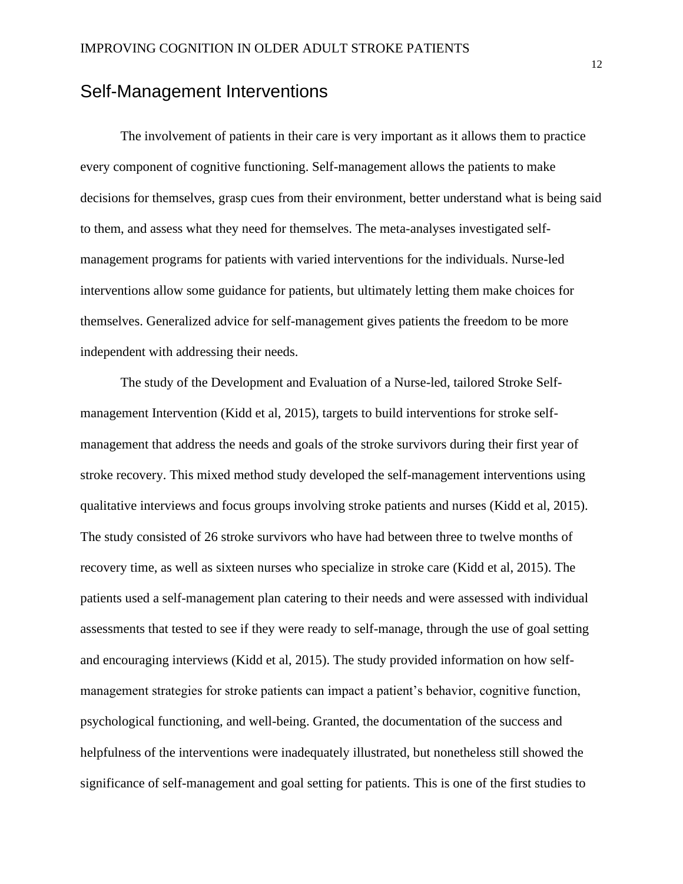## Self-Management Interventions

The involvement of patients in their care is very important as it allows them to practice every component of cognitive functioning. Self-management allows the patients to make decisions for themselves, grasp cues from their environment, better understand what is being said to them, and assess what they need for themselves. The meta-analyses investigated self-management programs for patients with varied interventions for the individuals. Nurse-led interventions allow some guidance for patients, but ultimately letting them make choices for themselves. Generalized advice for self-management gives patients the freedom to be more independent with addressing their needs.

The study of the Development and Evaluation of a Nurse-led, tailored Stroke Self-management Intervention (Kidd et al, 2015), targets to build interventions for stroke self-management that address the needs and goals of the stroke survivors during their first year of stroke recovery. This mixed method study developed the self-management interventions using qualitative interviews and focus groups involving stroke patients and nurses (Kidd et al, 2015). The study consisted of 26 stroke survivors who have had between three to twelve months of recovery time, as well as sixteen nurses who specialize in stroke care (Kidd et al, 2015). The patients used a self-management plan catering to their needs and were assessed with individual assessments that tested to see if they were ready to self-manage, through the use of goal setting and encouraging interviews (Kidd et al, 2015). The study provided information on how self-management strategies for stroke patients can impact a patient's behavior, cognitive function, psychological functioning, and well-being. Granted, the documentation of the success and helpfulness of the interventions were inadequately illustrated, but nonetheless still showed the significance of self-management and goal setting for patients. This is one of the first studies to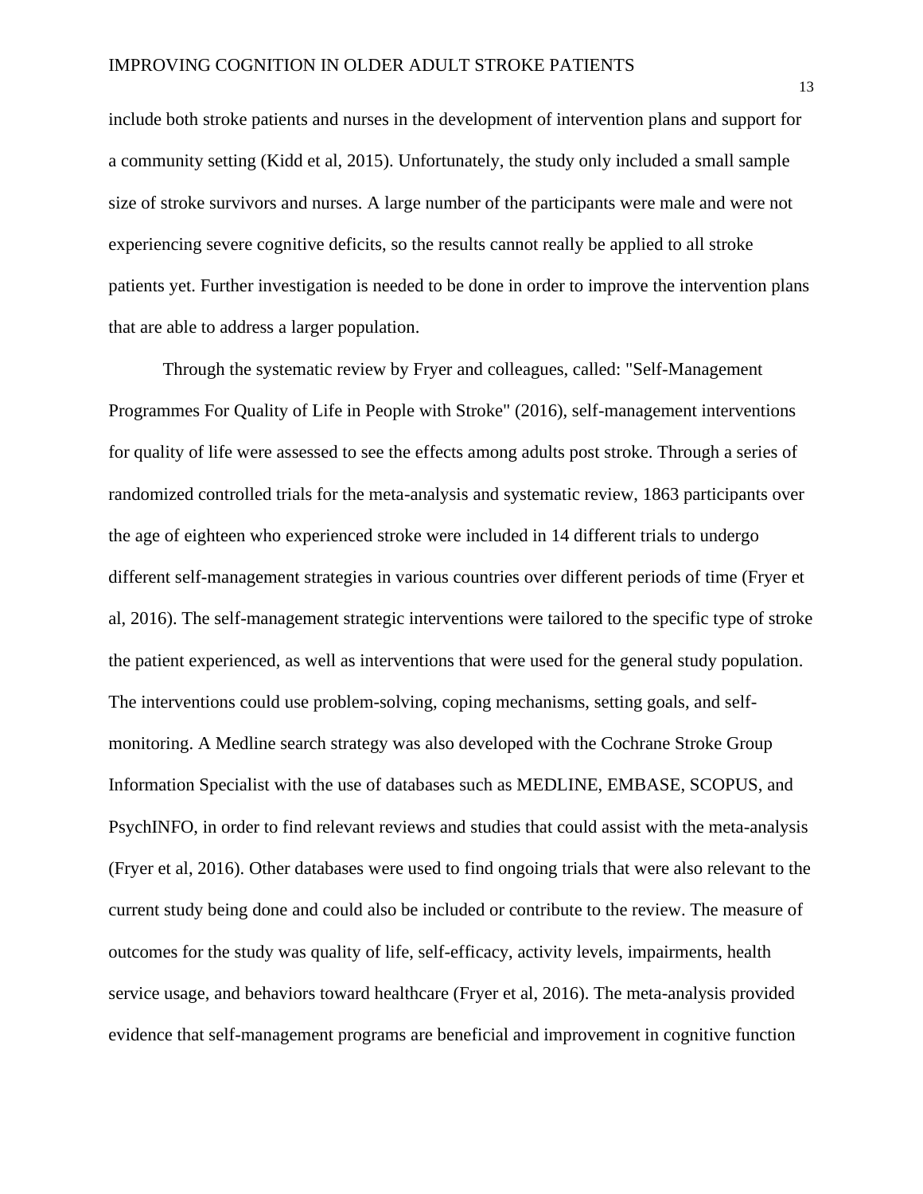include both stroke patients and nurses in the development of intervention plans and support for a community setting (Kidd et al, 2015). Unfortunately, the study only included a small sample size of stroke survivors and nurses. A large number of the participants were male and were not experiencing severe cognitive deficits, so the results cannot really be applied to all stroke patients yet. Further investigation is needed to be done in order to improve the intervention plans that are able to address a larger population.

Through the systematic review by Fryer and colleagues, called: "Self-Management Programmes For Quality of Life in People with Stroke" (2016), self-management interventions for quality of life were assessed to see the effects among adults post stroke. Through a series of randomized controlled trials for the meta-analysis and systematic review, 1863 participants over the age of eighteen who experienced stroke were included in 14 different trials to undergo different self-management strategies in various countries over different periods of time (Fryer et al, 2016). The self-management strategic interventions were tailored to the specific type of stroke the patient experienced, as well as interventions that were used for the general study population. The interventions could use problem-solving, coping mechanisms, setting goals, and self-monitoring. A Medline search strategy was also developed with the Cochrane Stroke Group Information Specialist with the use of databases such as MEDLINE, EMBASE, SCOPUS, and PsychINFO, in order to find relevant reviews and studies that could assist with the meta-analysis (Fryer et al, 2016). Other databases were used to find ongoing trials that were also relevant to the current study being done and could also be included or contribute to the review. The measure of outcomes for the study was quality of life, self-efficacy, activity levels, impairments, health service usage, and behaviors toward healthcare (Fryer et al, 2016). The meta-analysis provided evidence that self-management programs are beneficial and improvement in cognitive function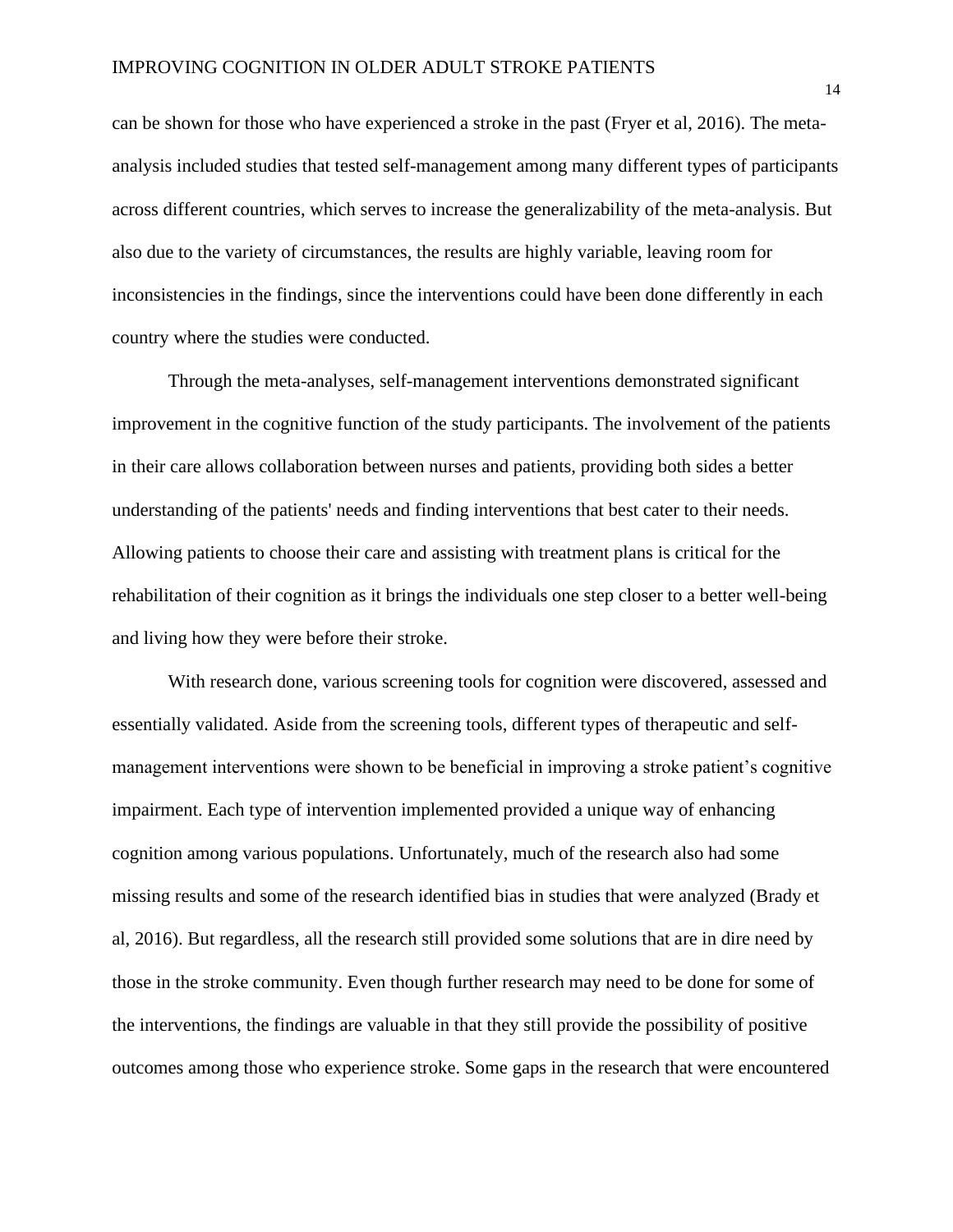can be shown for those who have experienced a stroke in the past (Fryer et al, 2016). The meta-analysis included studies that tested self-management among many different types of participants across different countries, which serves to increase the generalizability of the meta-analysis. But also due to the variety of circumstances, the results are highly variable, leaving room for inconsistencies in the findings, since the interventions could have been done differently in each country where the studies were conducted.

Through the meta-analyses, self-management interventions demonstrated significant improvement in the cognitive function of the study participants. The involvement of the patients in their care allows collaboration between nurses and patients, providing both sides a better understanding of the patients' needs and finding interventions that best cater to their needs. Allowing patients to choose their care and assisting with treatment plans is critical for the rehabilitation of their cognition as it brings the individuals one step closer to a better well-being and living how they were before their stroke.

With research done, various screening tools for cognition were discovered, assessed and essentially validated. Aside from the screening tools, different types of therapeutic and self-management interventions were shown to be beneficial in improving a stroke patient's cognitive impairment. Each type of intervention implemented provided a unique way of enhancing cognition among various populations. Unfortunately, much of the research also had some missing results and some of the research identified bias in studies that were analyzed (Brady et al, 2016). But regardless, all the research still provided some solutions that are in dire need by those in the stroke community. Even though further research may need to be done for some of the interventions, the findings are valuable in that they still provide the possibility of positive outcomes among those who experience stroke. Some gaps in the research that were encountered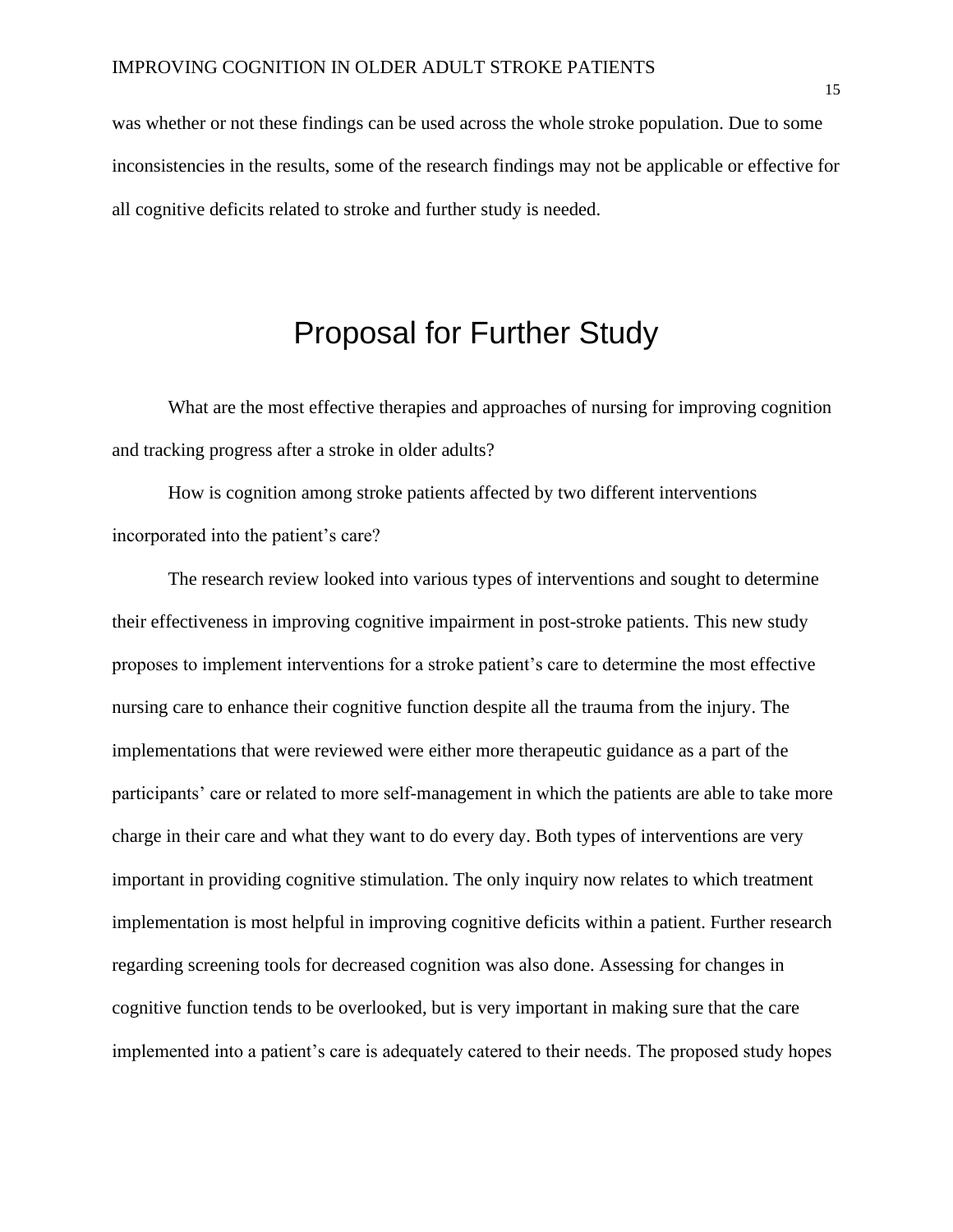was whether or not these findings can be used across the whole stroke population. Due to some inconsistencies in the results, some of the research findings may not be applicable or effective for all cognitive deficits related to stroke and further study is needed.

# Proposal for Further Study

What are the most effective therapies and approaches of nursing for improving cognition and tracking progress after a stroke in older adults?

How is cognition among stroke patients affected by two different interventions incorporated into the patient's care?

The research review looked into various types of interventions and sought to determine their effectiveness in improving cognitive impairment in post-stroke patients. This new study proposes to implement interventions for a stroke patient's care to determine the most effective nursing care to enhance their cognitive function despite all the trauma from the injury. The implementations that were reviewed were either more therapeutic guidance as a part of the participants' care or related to more self-management in which the patients are able to take more charge in their care and what they want to do every day. Both types of interventions are very important in providing cognitive stimulation. The only inquiry now relates to which treatment implementation is most helpful in improving cognitive deficits within a patient. Further research regarding screening tools for decreased cognition was also done. Assessing for changes in cognitive function tends to be overlooked, but is very important in making sure that the care implemented into a patient's care is adequately catered to their needs. The proposed study hopes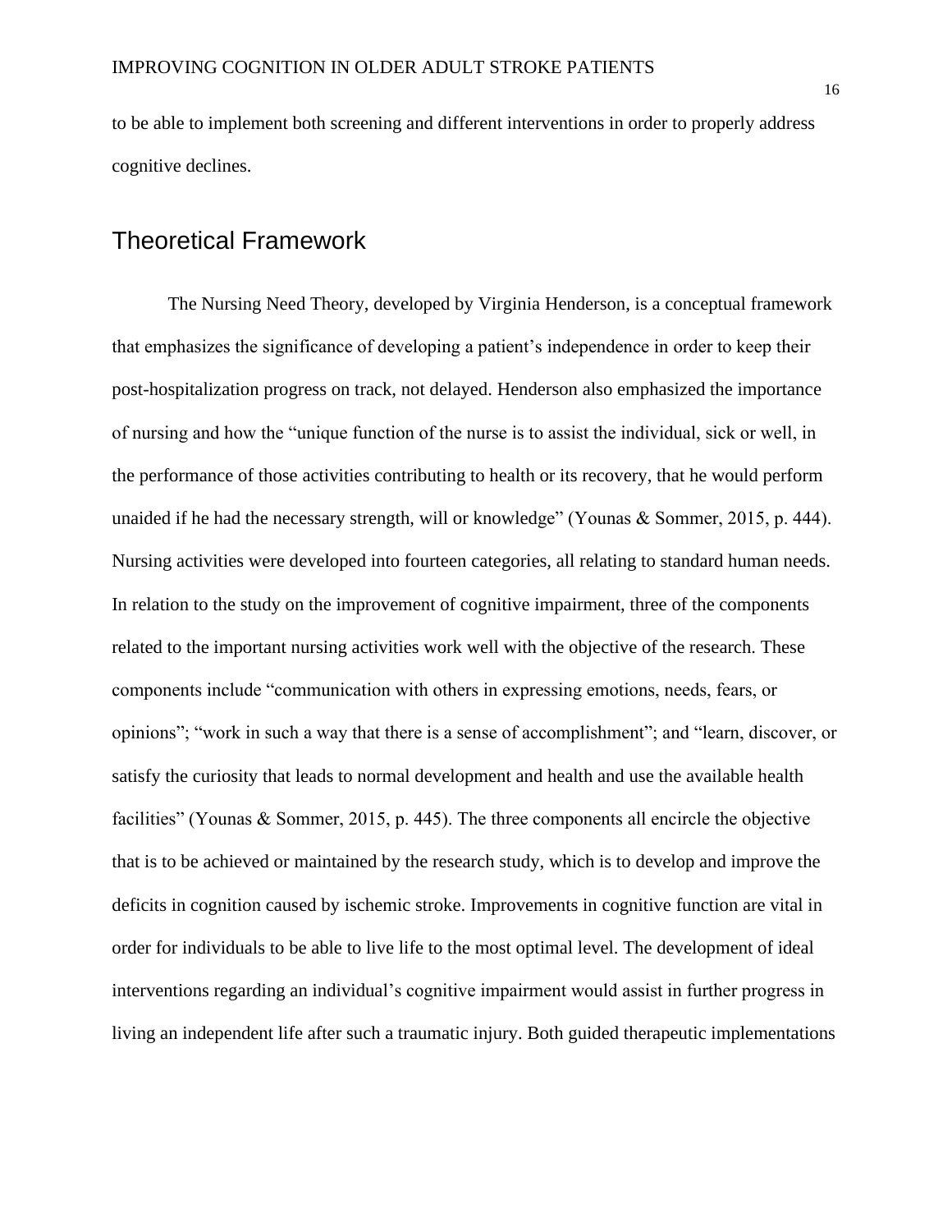to be able to implement both screening and different interventions in order to properly address cognitive declines.

## Theoretical Framework

The Nursing Need Theory, developed by Virginia Henderson, is a conceptual framework that emphasizes the significance of developing a patient's independence in order to keep their post-hospitalization progress on track, not delayed. Henderson also emphasized the importance of nursing and how the "unique function of the nurse is to assist the individual, sick or well, in the performance of those activities contributing to health or its recovery, that he would perform unaided if he had the necessary strength, will or knowledge" (Younas & Sommer, 2015, p. 444). Nursing activities were developed into fourteen categories, all relating to standard human needs. In relation to the study on the improvement of cognitive impairment, three of the components related to the important nursing activities work well with the objective of the research. These components include "communication with others in expressing emotions, needs, fears, or opinions"; "work in such a way that there is a sense of accomplishment"; and "learn, discover, or satisfy the curiosity that leads to normal development and health and use the available health facilities" (Younas & Sommer, 2015, p. 445). The three components all encircle the objective that is to be achieved or maintained by the research study, which is to develop and improve the deficits in cognition caused by ischemic stroke. Improvements in cognitive function are vital in order for individuals to be able to live life to the most optimal level. The development of ideal interventions regarding an individual's cognitive impairment would assist in further progress in living an independent life after such a traumatic injury. Both guided therapeutic implementations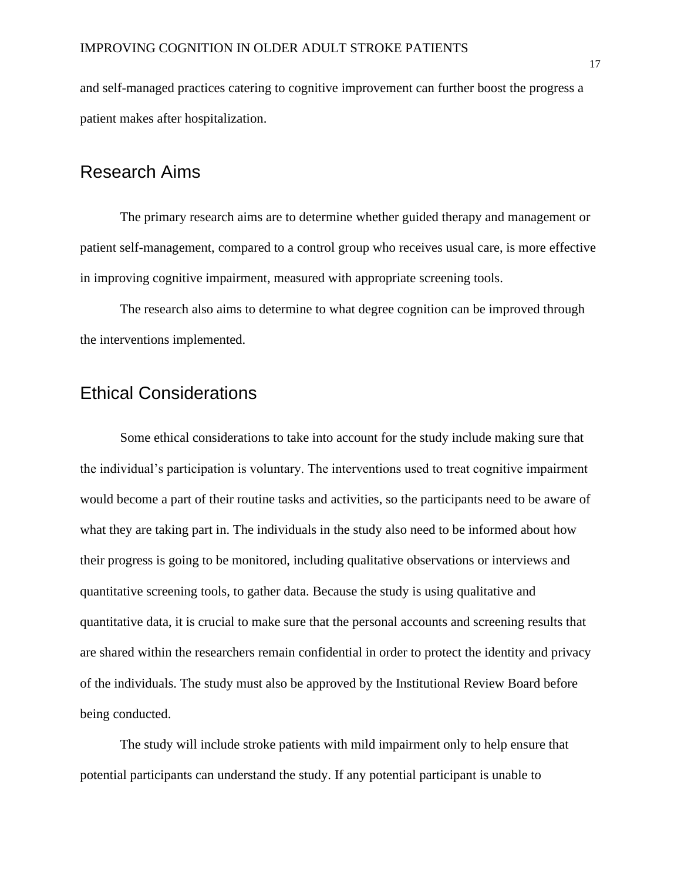and self-managed practices catering to cognitive improvement can further boost the progress a patient makes after hospitalization.

## Research Aims

The primary research aims are to determine whether guided therapy and management or patient self-management, compared to a control group who receives usual care, is more effective in improving cognitive impairment, measured with appropriate screening tools.

The research also aims to determine to what degree cognition can be improved through the interventions implemented.

## Ethical Considerations

Some ethical considerations to take into account for the study include making sure that the individual's participation is voluntary. The interventions used to treat cognitive impairment would become a part of their routine tasks and activities, so the participants need to be aware of what they are taking part in. The individuals in the study also need to be informed about how their progress is going to be monitored, including qualitative observations or interviews and quantitative screening tools, to gather data. Because the study is using qualitative and quantitative data, it is crucial to make sure that the personal accounts and screening results that are shared within the researchers remain confidential in order to protect the identity and privacy of the individuals. The study must also be approved by the Institutional Review Board before being conducted.

The study will include stroke patients with mild impairment only to help ensure that potential participants can understand the study. If any potential participant is unable to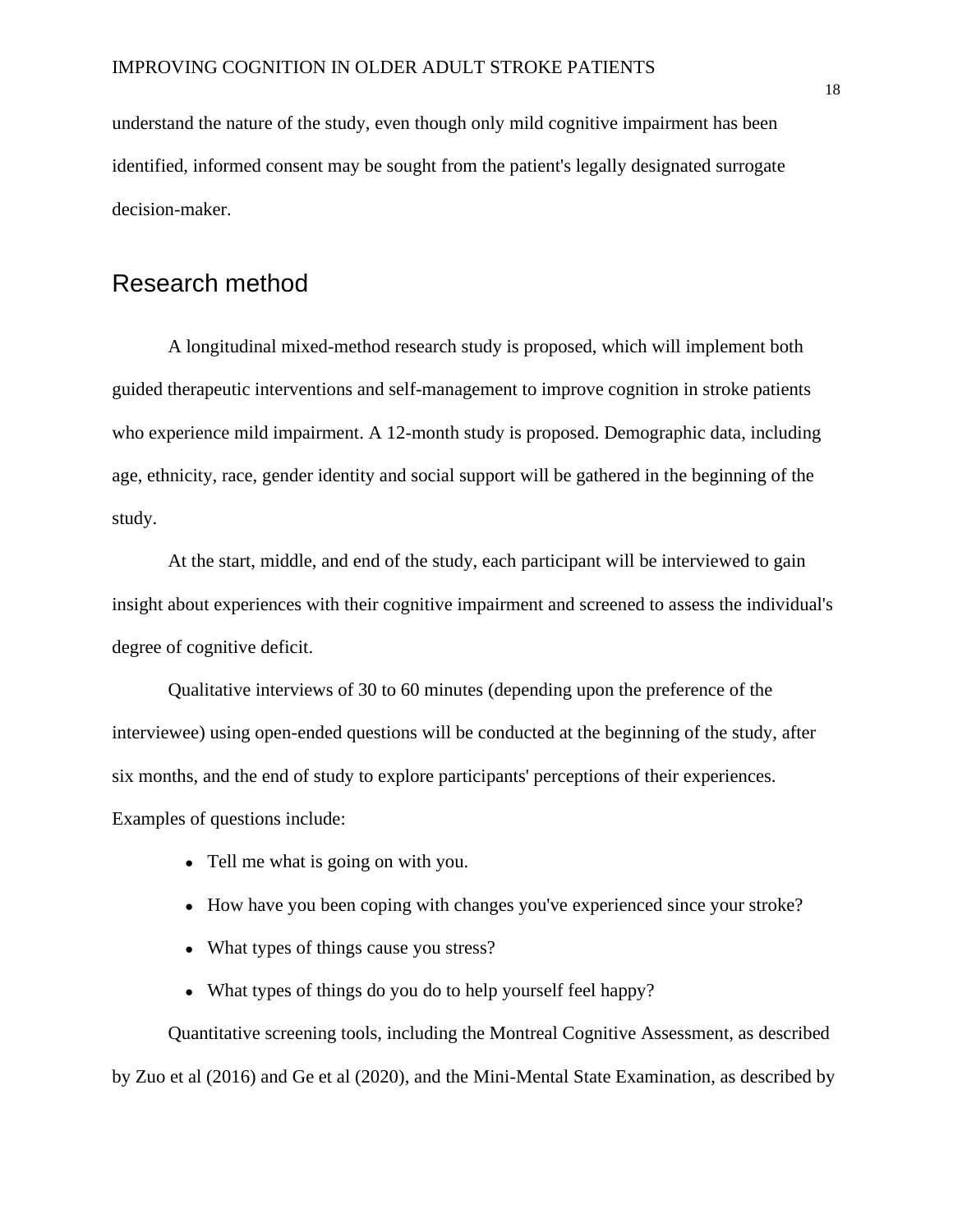understand the nature of the study, even though only mild cognitive impairment has been identified, informed consent may be sought from the patient's legally designated surrogate decision-maker.

## Research method

A longitudinal mixed-method research study is proposed, which will implement both guided therapeutic interventions and self-management to improve cognition in stroke patients who experience mild impairment. A 12-month study is proposed. Demographic data, including age, ethnicity, race, gender identity and social support will be gathered in the beginning of the study.

At the start, middle, and end of the study, each participant will be interviewed to gain insight about experiences with their cognitive impairment and screened to assess the individual's degree of cognitive deficit.

Qualitative interviews of 30 to 60 minutes (depending upon the preference of the interviewee) using open-ended questions will be conducted at the beginning of the study, after six months, and the end of study to explore participants' perceptions of their experiences. Examples of questions include:

- Tell me what is going on with you.
- How have you been coping with changes you've experienced since your stroke?
- What types of things cause you stress?
- What types of things do you do to help yourself feel happy?

Quantitative screening tools, including the Montreal Cognitive Assessment, as described by Zuo et al (2016) and Ge et al (2020), and the Mini-Mental State Examination, as described by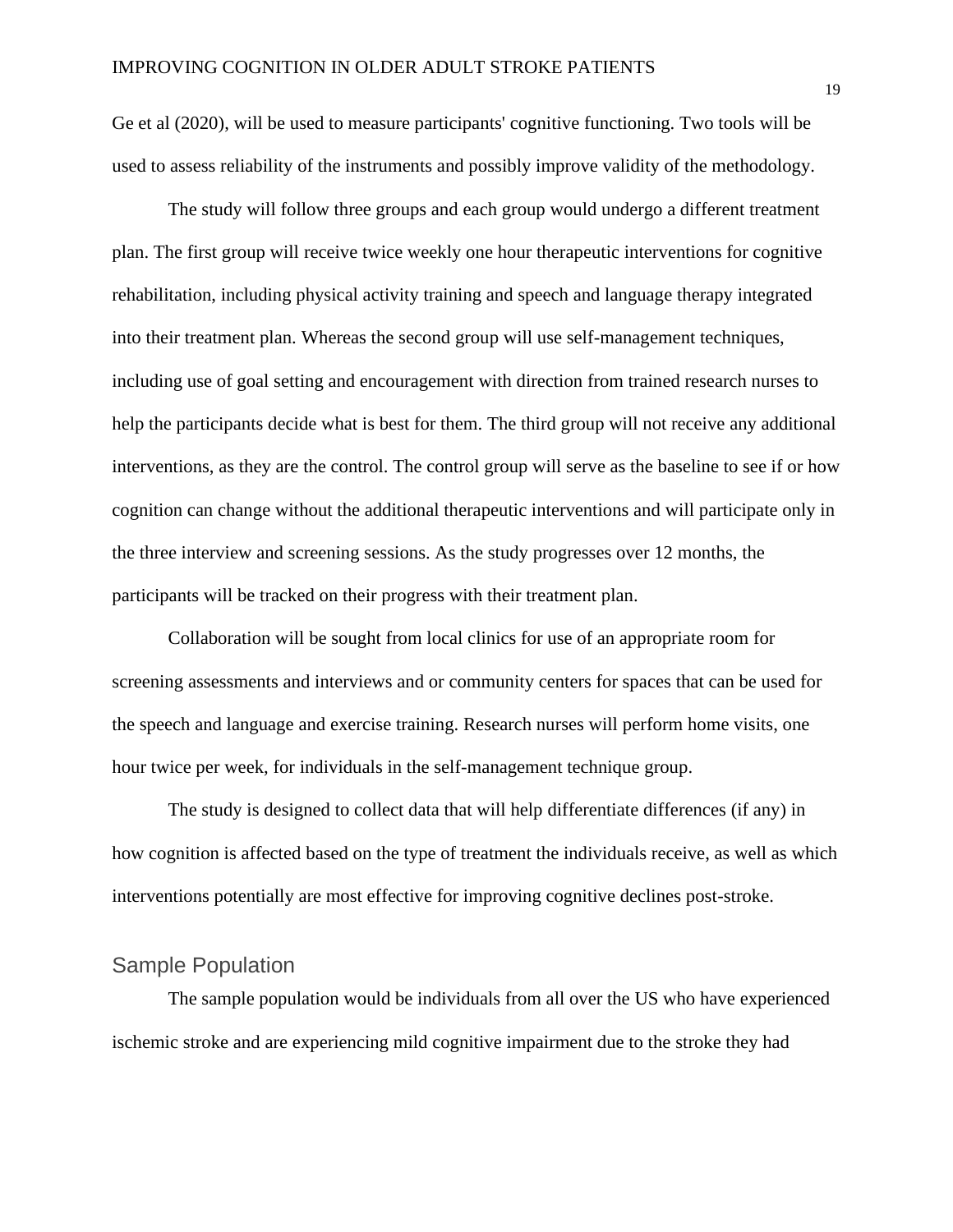Ge et al (2020), will be used to measure participants' cognitive functioning. Two tools will be used to assess reliability of the instruments and possibly improve validity of the methodology.

The study will follow three groups and each group would undergo a different treatment plan. The first group will receive twice weekly one hour therapeutic interventions for cognitive rehabilitation, including physical activity training and speech and language therapy integrated into their treatment plan. Whereas the second group will use self-management techniques, including use of goal setting and encouragement with direction from trained research nurses to help the participants decide what is best for them. The third group will not receive any additional interventions, as they are the control. The control group will serve as the baseline to see if or how cognition can change without the additional therapeutic interventions and will participate only in the three interview and screening sessions. As the study progresses over 12 months, the participants will be tracked on their progress with their treatment plan.

Collaboration will be sought from local clinics for use of an appropriate room for screening assessments and interviews and or community centers for spaces that can be used for the speech and language and exercise training. Research nurses will perform home visits, one hour twice per week, for individuals in the self-management technique group.

The study is designed to collect data that will help differentiate differences (if any) in how cognition is affected based on the type of treatment the individuals receive, as well as which interventions potentially are most effective for improving cognitive declines post-stroke.

## Sample Population

The sample population would be individuals from all over the US who have experienced ischemic stroke and are experiencing mild cognitive impairment due to the stroke they had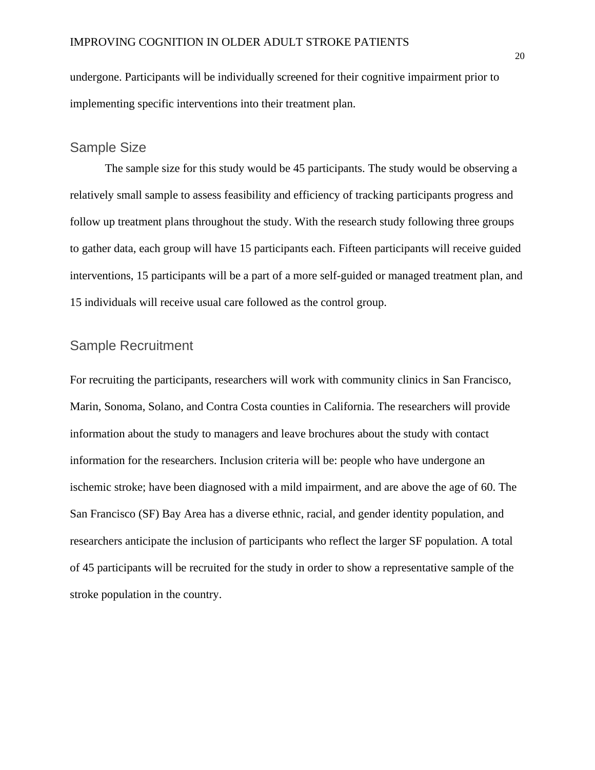undergone. Participants will be individually screened for their cognitive impairment prior to implementing specific interventions into their treatment plan.

## Sample Size

The sample size for this study would be 45 participants. The study would be observing a relatively small sample to assess feasibility and efficiency of tracking participants progress and follow up treatment plans throughout the study. With the research study following three groups to gather data, each group will have 15 participants each. Fifteen participants will receive guided interventions, 15 participants will be a part of a more self-guided or managed treatment plan, and 15 individuals will receive usual care followed as the control group.

## Sample Recruitment

For recruiting the participants, researchers will work with community clinics in San Francisco, Marin, Sonoma, Solano, and Contra Costa counties in California. The researchers will provide information about the study to managers and leave brochures about the study with contact information for the researchers. Inclusion criteria will be: people who have undergone an ischemic stroke; have been diagnosed with a mild impairment, and are above the age of 60. The San Francisco (SF) Bay Area has a diverse ethnic, racial, and gender identity population, and researchers anticipate the inclusion of participants who reflect the larger SF population. A total of 45 participants will be recruited for the study in order to show a representative sample of the stroke population in the country.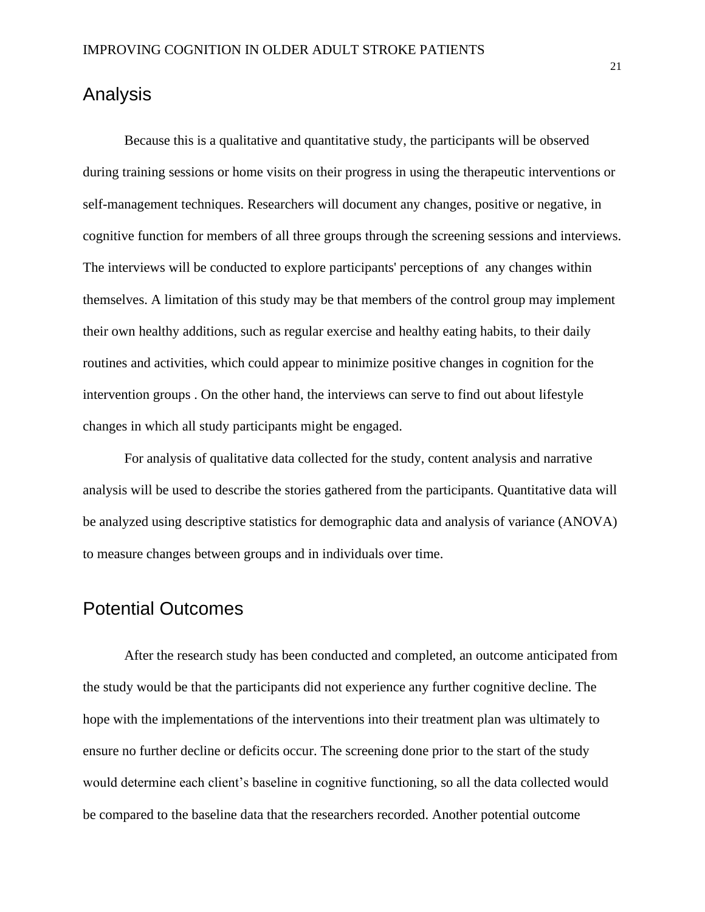## Analysis

Because this is a qualitative and quantitative study, the participants will be observed during training sessions or home visits on their progress in using the therapeutic interventions or self-management techniques. Researchers will document any changes, positive or negative, in cognitive function for members of all three groups through the screening sessions and interviews. The interviews will be conducted to explore participants' perceptions of any changes within themselves. A limitation of this study may be that members of the control group may implement their own healthy additions, such as regular exercise and healthy eating habits, to their daily routines and activities, which could appear to minimize positive changes in cognition for the intervention groups . On the other hand, the interviews can serve to find out about lifestyle changes in which all study participants might be engaged.

For analysis of qualitative data collected for the study, content analysis and narrative analysis will be used to describe the stories gathered from the participants. Quantitative data will be analyzed using descriptive statistics for demographic data and analysis of variance (ANOVA) to measure changes between groups and in individuals over time.

## Potential Outcomes

After the research study has been conducted and completed, an outcome anticipated from the study would be that the participants did not experience any further cognitive decline. The hope with the implementations of the interventions into their treatment plan was ultimately to ensure no further decline or deficits occur. The screening done prior to the start of the study would determine each client's baseline in cognitive functioning, so all the data collected would be compared to the baseline data that the researchers recorded. Another potential outcome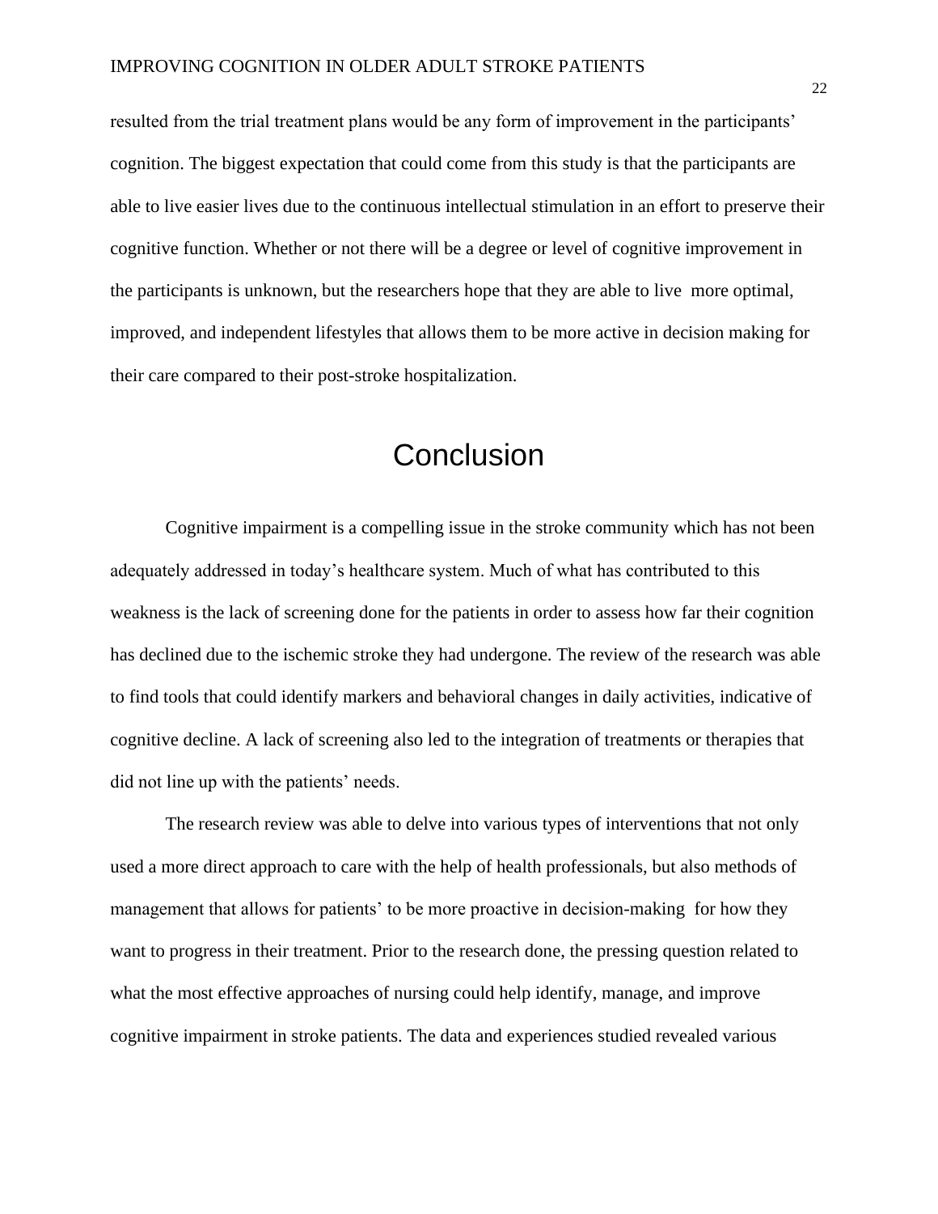resulted from the trial treatment plans would be any form of improvement in the participants' cognition. The biggest expectation that could come from this study is that the participants are able to live easier lives due to the continuous intellectual stimulation in an effort to preserve their cognitive function. Whether or not there will be a degree or level of cognitive improvement in the participants is unknown, but the researchers hope that they are able to live more optimal, improved, and independent lifestyles that allows them to be more active in decision making for their care compared to their post-stroke hospitalization.

# Conclusion

Cognitive impairment is a compelling issue in the stroke community which has not been adequately addressed in today's healthcare system. Much of what has contributed to this weakness is the lack of screening done for the patients in order to assess how far their cognition has declined due to the ischemic stroke they had undergone. The review of the research was able to find tools that could identify markers and behavioral changes in daily activities, indicative of cognitive decline. A lack of screening also led to the integration of treatments or therapies that did not line up with the patients' needs.

The research review was able to delve into various types of interventions that not only used a more direct approach to care with the help of health professionals, but also methods of management that allows for patients' to be more proactive in decision-making for how they want to progress in their treatment. Prior to the research done, the pressing question related to what the most effective approaches of nursing could help identify, manage, and improve cognitive impairment in stroke patients. The data and experiences studied revealed various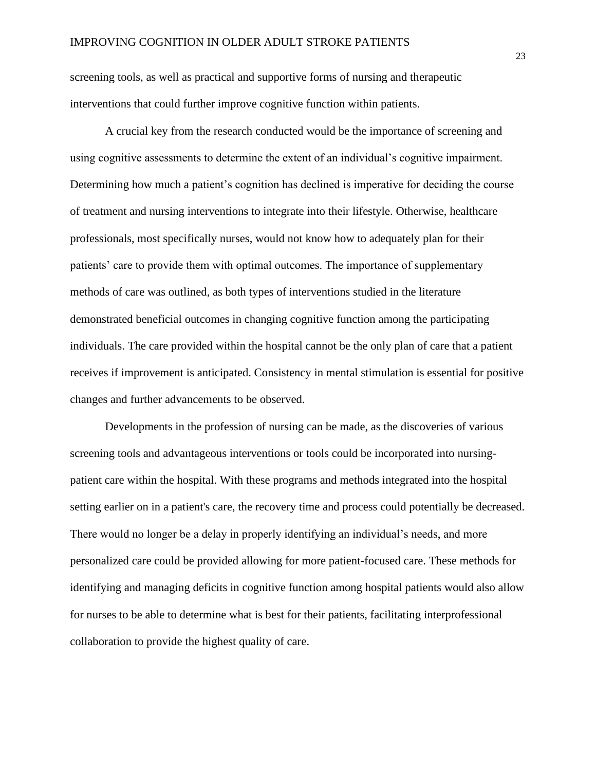screening tools, as well as practical and supportive forms of nursing and therapeutic interventions that could further improve cognitive function within patients.

A crucial key from the research conducted would be the importance of screening and using cognitive assessments to determine the extent of an individual's cognitive impairment. Determining how much a patient's cognition has declined is imperative for deciding the course of treatment and nursing interventions to integrate into their lifestyle. Otherwise, healthcare professionals, most specifically nurses, would not know how to adequately plan for their patients' care to provide them with optimal outcomes. The importance of supplementary methods of care was outlined, as both types of interventions studied in the literature demonstrated beneficial outcomes in changing cognitive function among the participating individuals. The care provided within the hospital cannot be the only plan of care that a patient receives if improvement is anticipated. Consistency in mental stimulation is essential for positive changes and further advancements to be observed.

Developments in the profession of nursing can be made, as the discoveries of various screening tools and advantageous interventions or tools could be incorporated into nursing-patient care within the hospital. With these programs and methods integrated into the hospital setting earlier on in a patient's care, the recovery time and process could potentially be decreased. There would no longer be a delay in properly identifying an individual's needs, and more personalized care could be provided allowing for more patient-focused care. These methods for identifying and managing deficits in cognitive function among hospital patients would also allow for nurses to be able to determine what is best for their patients, facilitating interprofessional collaboration to provide the highest quality of care.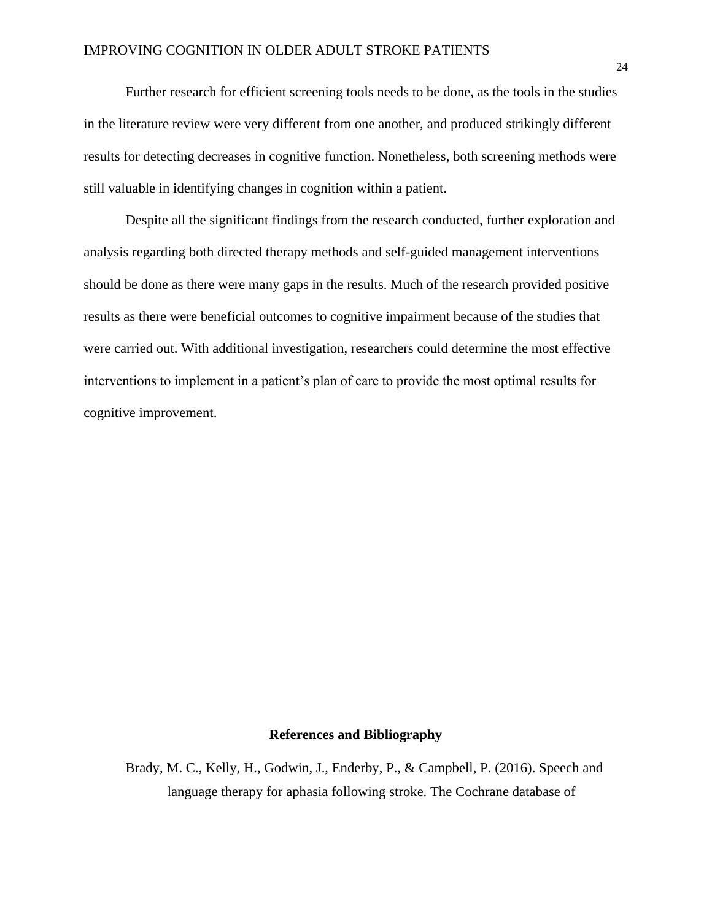Further research for efficient screening tools needs to be done, as the tools in the studies in the literature review were very different from one another, and produced strikingly different results for detecting decreases in cognitive function. Nonetheless, both screening methods were still valuable in identifying changes in cognition within a patient.

Despite all the significant findings from the research conducted, further exploration and analysis regarding both directed therapy methods and self-guided management interventions should be done as there were many gaps in the results. Much of the research provided positive results as there were beneficial outcomes to cognitive impairment because of the studies that were carried out. With additional investigation, researchers could determine the most effective interventions to implement in a patient's plan of care to provide the most optimal results for cognitive improvement.

## References and Bibliography

Brady, M. C., Kelly, H., Godwin, J., Enderby, P., & Campbell, P. (2016). Speech and language therapy for aphasia following stroke. The Cochrane database of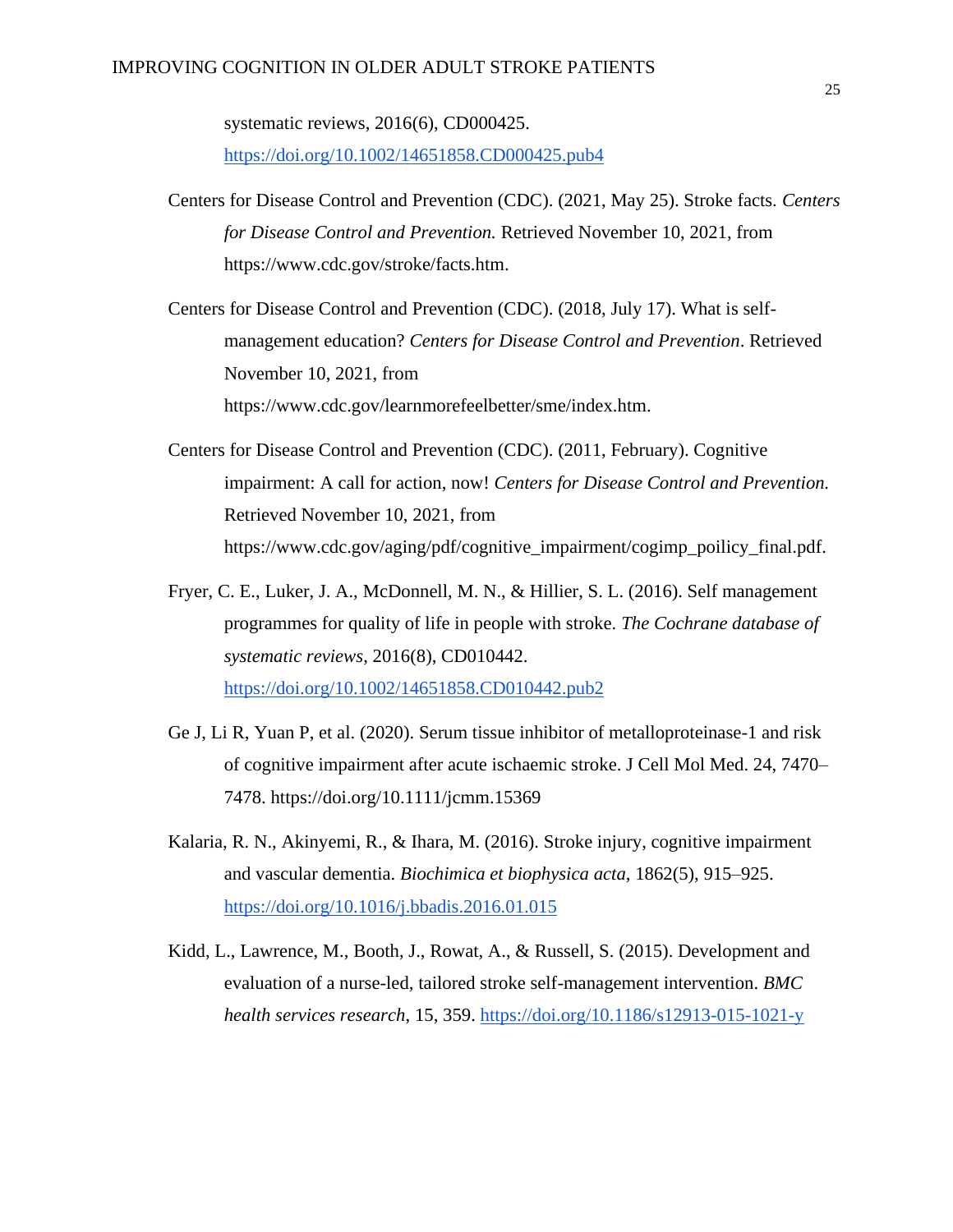systematic reviews, 2016(6), CD000425. https://doi.org/10.1002/14651858.CD000425.pub4

Centers for Disease Control and Prevention (CDC). (2021, May 25). Stroke facts. *Centers for Disease Control and Prevention.* Retrieved November 10, 2021, from https://www.cdc.gov/stroke/facts.htm.

Centers for Disease Control and Prevention (CDC). (2018, July 17). What is self-management education? *Centers for Disease Control and Prevention*. Retrieved November 10, 2021, from https://www.cdc.gov/learnmorefeelbetter/sme/index.htm.

Centers for Disease Control and Prevention (CDC). (2011, February). Cognitive impairment: A call for action, now! *Centers for Disease Control and Prevention.* Retrieved November 10, 2021, from https://www.cdc.gov/aging/pdf/cognitive_impairment/cogimp_poilicy_final.pdf.

Fryer, C. E., Luker, J. A., McDonnell, M. N., & Hillier, S. L. (2016). Self management programmes for quality of life in people with stroke. *The Cochrane database of systematic reviews*, 2016(8), CD010442. https://doi.org/10.1002/14651858.CD010442.pub2

Ge J, Li R, Yuan P, et al. (2020). Serum tissue inhibitor of metalloproteinase-1 and risk of cognitive impairment after acute ischaemic stroke. J Cell Mol Med. 24, 7470–7478. https://doi.org/10.1111/jcmm.15369

Kalaria, R. N., Akinyemi, R., & Ihara, M. (2016). Stroke injury, cognitive impairment and vascular dementia. *Biochimica et biophysica acta*, 1862(5), 915–925. https://doi.org/10.1016/j.bbadis.2016.01.015

Kidd, L., Lawrence, M., Booth, J., Rowat, A., & Russell, S. (2015). Development and evaluation of a nurse-led, tailored stroke self-management intervention. *BMC health services research*, 15, 359. https://doi.org/10.1186/s12913-015-1021-y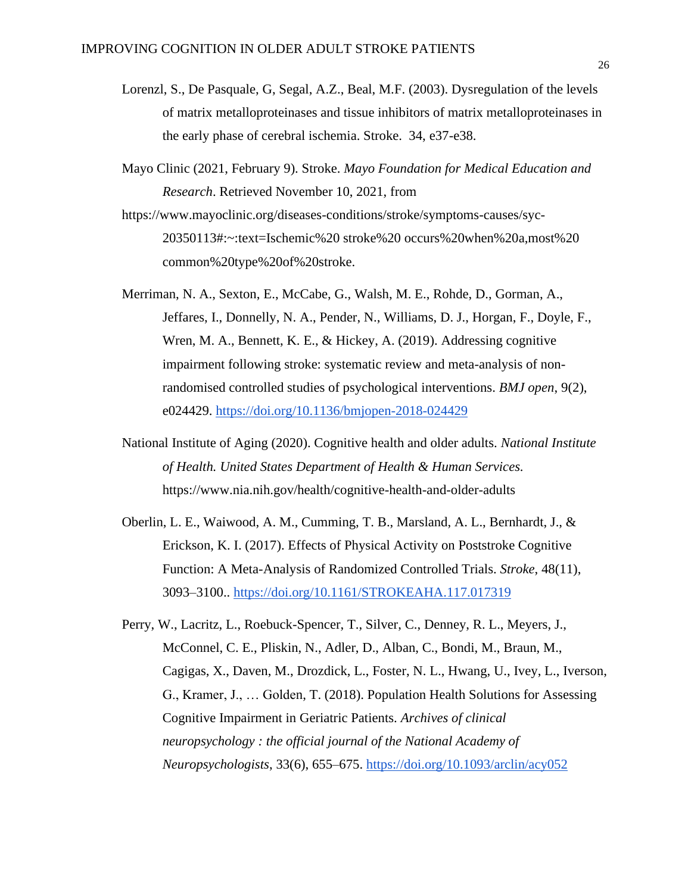Lorenzl, S., De Pasquale, G, Segal, A.Z., Beal, M.F. (2003). Dysregulation of the levels of matrix metalloproteinases and tissue inhibitors of matrix metalloproteinases in the early phase of cerebral ischemia. Stroke. 34, e37-e38.

Mayo Clinic (2021, February 9). Stroke. *Mayo Foundation for Medical Education and Research*. Retrieved November 10, 2021, from https://www.mayoclinic.org/diseases-conditions/stroke/symptoms-causes/syc-20350113#:~:text=Ischemic%20 stroke%20 occurs%20when%20a,most%20 common%20type%20of%20stroke.

Merriman, N. A., Sexton, E., McCabe, G., Walsh, M. E., Rohde, D., Gorman, A., Jeffares, I., Donnelly, N. A., Pender, N., Williams, D. J., Horgan, F., Doyle, F., Wren, M. A., Bennett, K. E., & Hickey, A. (2019). Addressing cognitive impairment following stroke: systematic review and meta-analysis of non-randomised controlled studies of psychological interventions. *BMJ open*, 9(2), e024429. https://doi.org/10.1136/bmjopen-2018-024429

National Institute of Aging (2020). Cognitive health and older adults. *National Institute of Health. United States Department of Health & Human Services.* https://www.nia.nih.gov/health/cognitive-health-and-older-adults

Oberlin, L. E., Waiwood, A. M., Cumming, T. B., Marsland, A. L., Bernhardt, J., & Erickson, K. I. (2017). Effects of Physical Activity on Poststroke Cognitive Function: A Meta-Analysis of Randomized Controlled Trials. *Stroke*, 48(11), 3093–3100.. https://doi.org/10.1161/STROKEAHA.117.017319

Perry, W., Lacritz, L., Roebuck-Spencer, T., Silver, C., Denney, R. L., Meyers, J., McConnel, C. E., Pliskin, N., Adler, D., Alban, C., Bondi, M., Braun, M., Cagigas, X., Daven, M., Drozdick, L., Foster, N. L., Hwang, U., Ivey, L., Iverson, G., Kramer, J., … Golden, T. (2018). Population Health Solutions for Assessing Cognitive Impairment in Geriatric Patients. *Archives of clinical neuropsychology : the official journal of the National Academy of Neuropsychologists*, 33(6), 655–675. https://doi.org/10.1093/arclin/acy052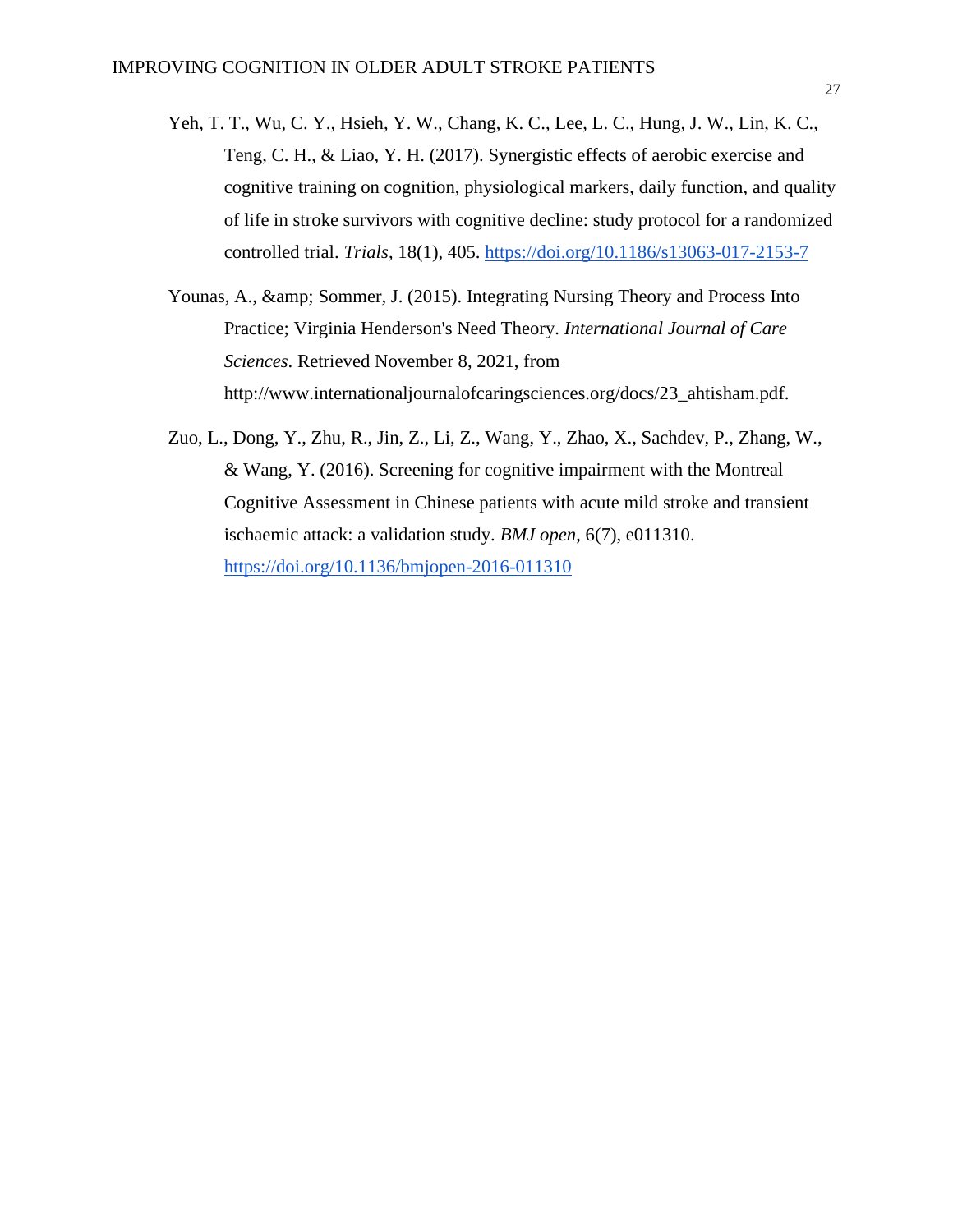Yeh, T. T., Wu, C. Y., Hsieh, Y. W., Chang, K. C., Lee, L. C., Hung, J. W., Lin, K. C., Teng, C. H., & Liao, Y. H. (2017). Synergistic effects of aerobic exercise and cognitive training on cognition, physiological markers, daily function, and quality of life in stroke survivors with cognitive decline: study protocol for a randomized controlled trial. *Trials*, 18(1), 405. https://doi.org/10.1186/s13063-017-2153-7

Younas, A., &amp; Sommer, J. (2015). Integrating Nursing Theory and Process Into Practice; Virginia Henderson's Need Theory. *International Journal of Care Sciences*. Retrieved November 8, 2021, from http://www.internationaljournalofcaringsciences.org/docs/23_ahtisham.pdf.

Zuo, L., Dong, Y., Zhu, R., Jin, Z., Li, Z., Wang, Y., Zhao, X., Sachdev, P., Zhang, W., & Wang, Y. (2016). Screening for cognitive impairment with the Montreal Cognitive Assessment in Chinese patients with acute mild stroke and transient ischaemic attack: a validation study. *BMJ open*, 6(7), e011310. https://doi.org/10.1136/bmjopen-2016-011310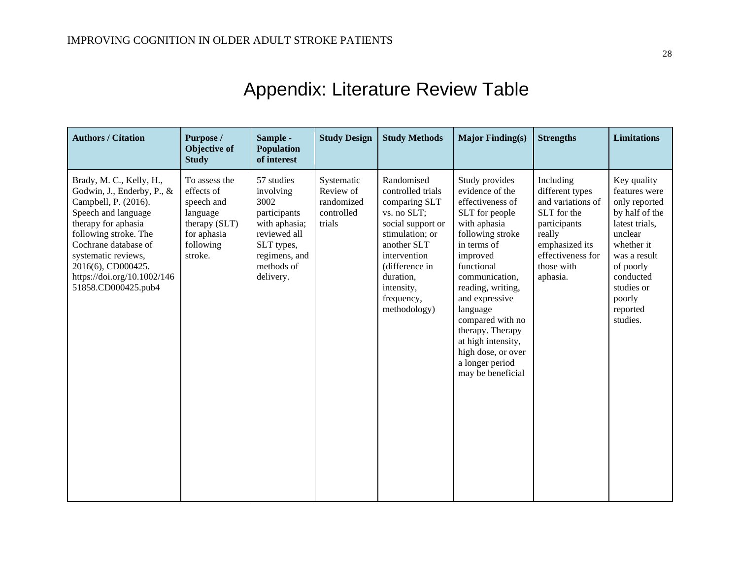# Appendix: Literature Review Table

| Authors / Citation | Purpose / Objective of Study | Sample - Population of interest | Study Design | Study Methods | Major Finding(s) | Strengths | Limitations |
|---|---|---|---|---|---|---|---|
| Brady, M. C., Kelly, H., Godwin, J., Enderby, P., & Campbell, P. (2016). Speech and language therapy for aphasia following stroke. The Cochrane database of systematic reviews, 2016(6), CD000425. https://doi.org/10.1002/14651858.CD000425.pub4 | To assess the effects of speech and language therapy (SLT) for aphasia following stroke. | 57 studies involving 3002 participants with aphasia; reviewed all SLT types, regimens, and methods of delivery. | Systematic Review of randomized controlled trials | Randomised controlled trials comparing SLT vs. no SLT; social support or stimulation; or another SLT intervention (difference in duration, intensity, frequency, methodology) | Study provides evidence of the effectiveness of SLT for people with aphasia following stroke in terms of improved functional communication, reading, writing, and expressive language compared with no therapy. Therapy at high intensity, high dose, or over a longer period may be beneficial | Including different types and variations of SLT for the participants really emphasized its effectiveness for those with aphasia. | Key quality features were only reported by half of the latest trials, unclear whether it was a result of poorly conducted studies or poorly reported studies. |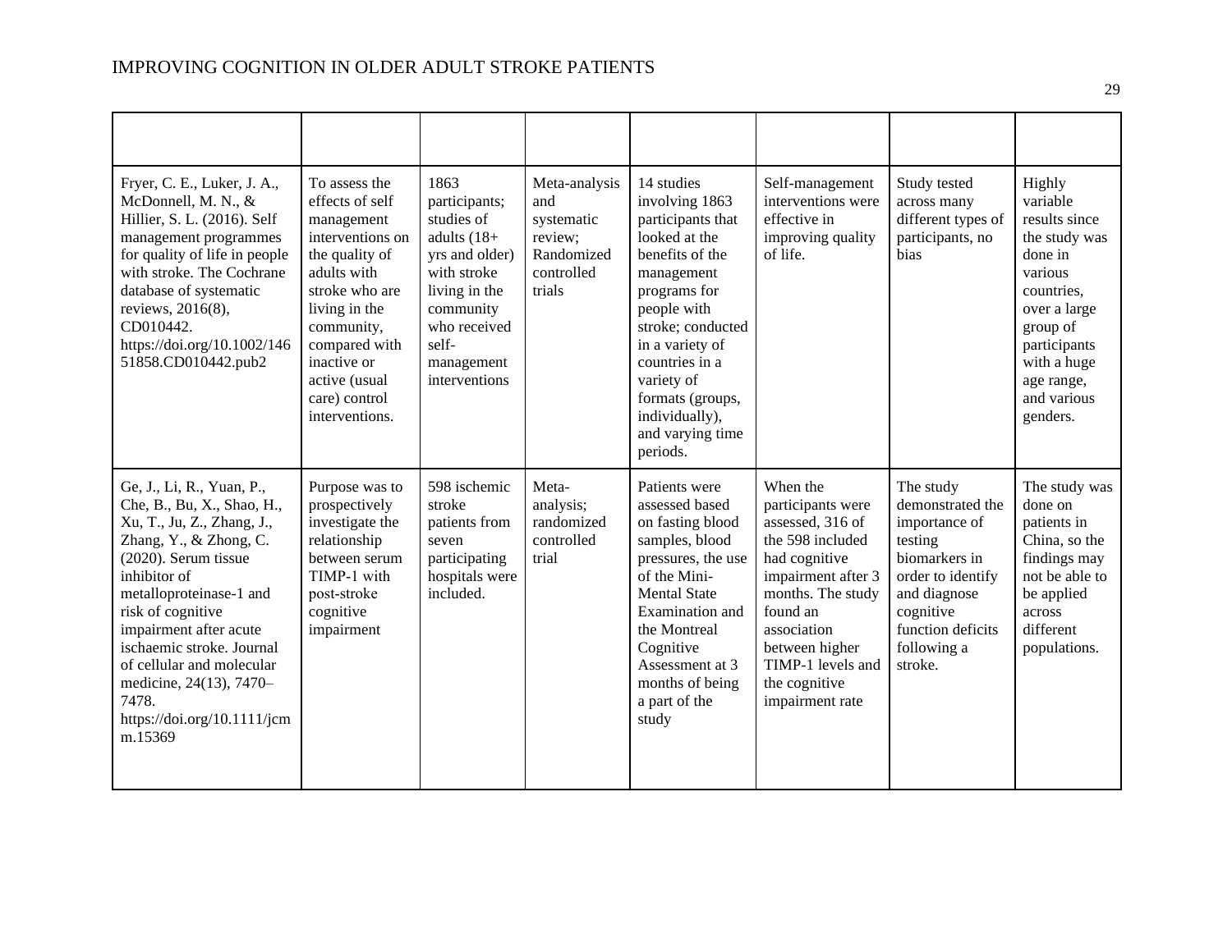| | | | | | | | |
|---|---|---|---|---|---|---|---|
| Fryer, C. E., Luker, J. A., McDonnell, M. N., & Hillier, S. L. (2016). Self management programmes for quality of life in people with stroke. The Cochrane database of systematic reviews, 2016(8), CD010442. https://doi.org/10.1002/14651858.CD010442.pub2 | To assess the effects of self management interventions on the quality of adults with stroke who are living in the community, compared with inactive or active (usual care) control interventions. | 1863 participants; studies of adults (18+ yrs and older) with stroke living in the community who received self-management interventions | Meta-analysis and systematic review; Randomized controlled trials | 14 studies involving 1863 participants that looked at the benefits of the management programs for people with stroke; conducted in a variety of countries in a variety of formats (groups, individually), and varying time periods. | Self-management interventions were effective in improving quality of life. | Study tested across many different types of participants, no bias | Highly variable results since the study was done in various countries, over a large group of participants with a huge age range, and various genders. |
| Ge, J., Li, R., Yuan, P., Che, B., Bu, X., Shao, H., Xu, T., Ju, Z., Zhang, J., Zhang, Y., & Zhong, C. (2020). Serum tissue inhibitor of metalloproteinase-1 and risk of cognitive impairment after acute ischaemic stroke. Journal of cellular and molecular medicine, 24(13), 7470–7478. https://doi.org/10.1111/jcmm.15369 | Purpose was to prospectively investigate the relationship between serum TIMP-1 with post-stroke cognitive impairment | 598 ischemic stroke patients from seven participating hospitals were included. | Meta-analysis; randomized controlled trial | Patients were assessed based on fasting blood samples, blood pressures, the use of the Mini-Mental State Examination and the Montreal Cognitive Assessment at 3 months of being a part of the study | When the participants were assessed, 316 of the 598 included had cognitive impairment after 3 months. The study found an association between higher TIMP-1 levels and the cognitive impairment rate | The study demonstrated the importance of testing biomarkers in order to identify and diagnose cognitive function deficits following a stroke. | The study was done on patients in China, so the findings may not be able to be applied across different populations. |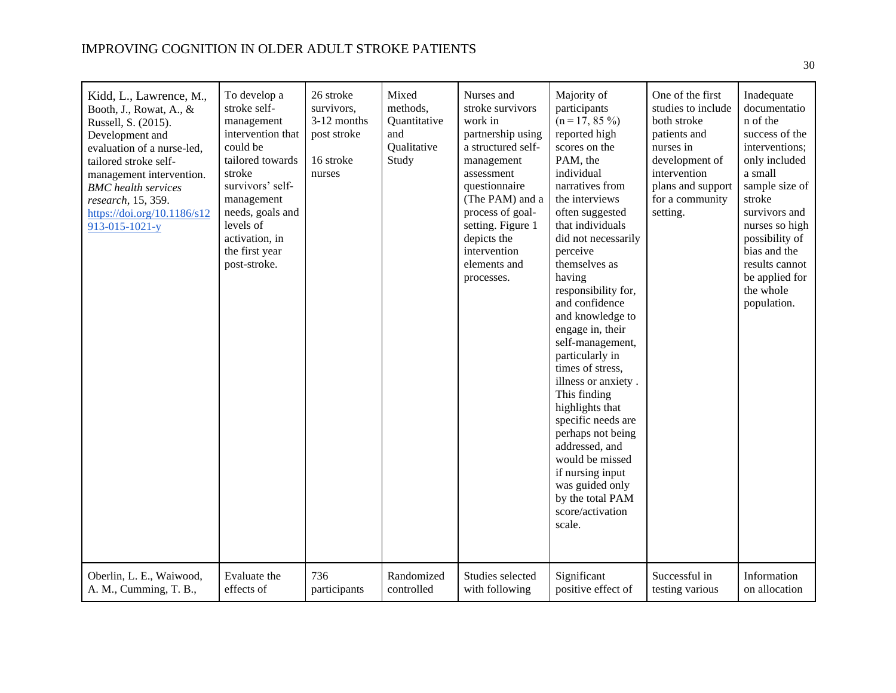| | | | | | | | |
|---|---|---|---|---|---|---|---|
| Kidd, L., Lawrence, M., Booth, J., Rowat, A., & Russell, S. (2015). Development and evaluation of a nurse-led, tailored stroke self-management intervention. *BMC health services research*, 15, 359. https://doi.org/10.1186/s12913-015-1021-y | To develop a stroke self-management intervention that could be tailored towards stroke survivors' self-management needs, goals and levels of activation, in the first year post-stroke. | 26 stroke survivors, 3-12 months post stroke<br><br>16 stroke nurses | Mixed methods, Quantitative and Qualitative Study | Nurses and stroke survivors work in partnership using a structured self-management assessment questionnaire (The PAM) and a process of goal-setting. Figure 1 depicts the intervention elements and processes. | Majority of participants (n = 17, 85 %) reported high scores on the PAM, the individual narratives from the interviews often suggested that individuals did not necessarily perceive themselves as having responsibility for, and confidence and knowledge to engage in, their self-management, particularly in times of stress, illness or anxiety . This finding highlights that specific needs are perhaps not being addressed, and would be missed if nursing input was guided only by the total PAM score/activation scale. | One of the first studies to include both stroke patients and nurses in development of intervention plans and support for a community setting. | Inadequate documentation of the success of the interventions; only included a small sample size of stroke survivors and nurses so high possibility of bias and the results cannot be applied for the whole population. |
| Oberlin, L. E., Waiwood, A. M., Cumming, T. B., | Evaluate the effects of | 736 participants | Randomized controlled | Studies selected with following | Significant positive effect of | Successful in testing various | Information on allocation |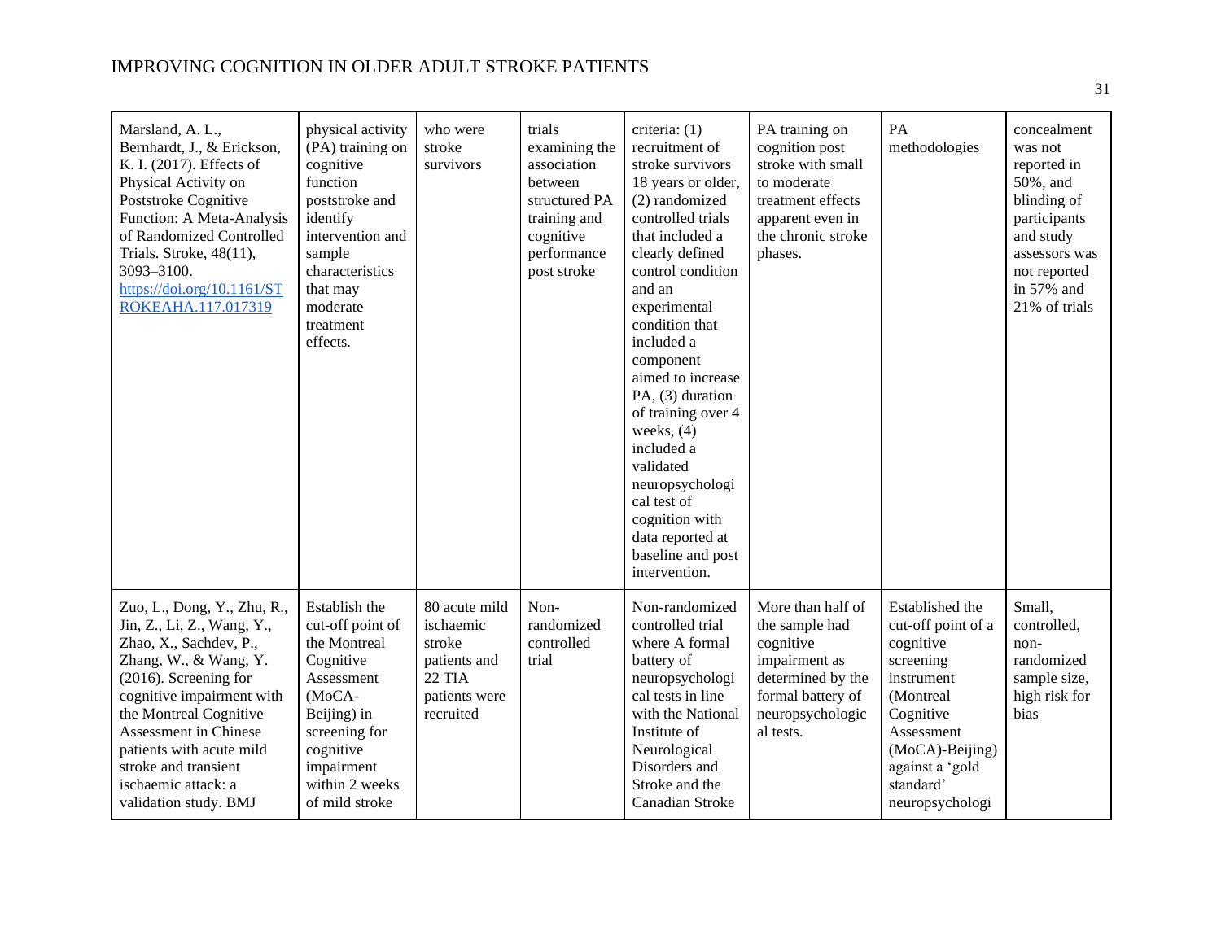| | | | | | | | |
|---|---|---|---|---|---|---|---|
| Marsland, A. L., Bernhardt, J., & Erickson, K. I. (2017). Effects of Physical Activity on Poststroke Cognitive Function: A Meta-Analysis of Randomized Controlled Trials. Stroke, 48(11), 3093–3100. https://doi.org/10.1161/STROKEAHA.117.017319 | physical activity (PA) training on cognitive function poststroke and identify intervention and sample characteristics that may moderate treatment effects. | who were stroke survivors | trials examining the association between structured PA training and cognitive performance post stroke | criteria: (1) recruitment of stroke survivors 18 years or older, (2) randomized controlled trials that included a clearly defined control condition and an experimental condition that included a component aimed to increase PA, (3) duration of training over 4 weeks, (4) included a validated neuropsychological test of cognition with data reported at baseline and post intervention. | PA training on cognition post stroke with small to moderate treatment effects apparent even in the chronic stroke phases. | PA methodologies | concealment was not reported in 50%, and blinding of participants and study assessors was not reported in 57% and 21% of trials |
| Zuo, L., Dong, Y., Zhu, R., Jin, Z., Li, Z., Wang, Y., Zhao, X., Sachdev, P., Zhang, W., & Wang, Y. (2016). Screening for cognitive impairment with the Montreal Cognitive Assessment in Chinese patients with acute mild stroke and transient ischaemic attack: a validation study. BMJ | Establish the cut-off point of the Montreal Cognitive Assessment (MoCA-Beijing) in screening for cognitive impairment within 2 weeks of mild stroke | 80 acute mild ischaemic stroke patients and 22 TIA patients were recruited | Non-randomized controlled trial | Non-randomized controlled trial where A formal battery of neuropsychological tests in line with the National Institute of Neurological Disorders and Stroke and the Canadian Stroke | More than half of the sample had cognitive impairment as determined by the formal battery of neuropsychological tests. | Established the cut-off point of a cognitive screening instrument (Montreal Cognitive Assessment (MoCA)-Beijing) against a 'gold standard' neuropsychologi | Small, controlled, non-randomized sample size, high risk for bias |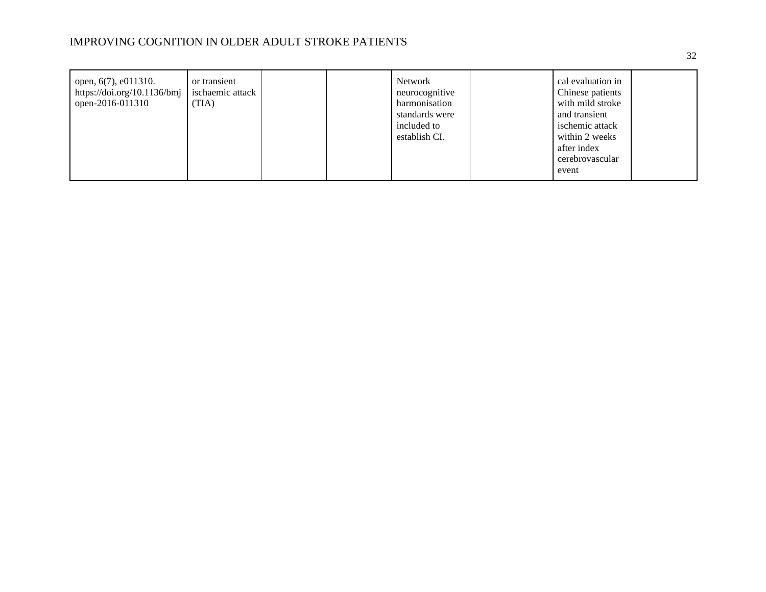| | | | | | | | |
|---|---|---|---|---|---|---|---|
| open, 6(7), e011310. https://doi.org/10.1136/bmjopen-2016-011310 | or transient ischaemic attack (TIA) | | | Network neurocognitive harmonisation standards were included to establish CI. | | cal evaluation in Chinese patients with mild stroke and transient ischemic attack within 2 weeks after index cerebrovascular event | |